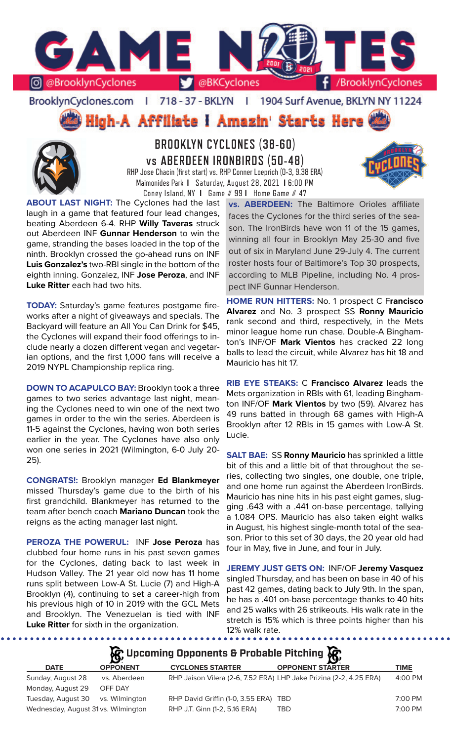# GAME NOTES

@BrooklynCyclones | @BKCyclones | /BrooklynCyclones

BrooklynCyclones.com | 718 - 37 - BKLYN | 1904 Surf Avenue, BKLYN NY 11224

**High-A Affiliate I Amazin' Starts Here**

## BROOKLYN CYCLONES (38-60) vs ABERDEEN IRONBIRDS (50-48)

RHP Jose Chacin (first start) vs. RHP Conner Loeprich (0-3, 9.38 ERA)
Maimonides Park I Saturday, August 28, 2021 I 6:00 PM
Coney Island, NY I Game # 99 I Home Game # 47

**ABOUT LAST NIGHT:** The Cyclones had the last laugh in a game that featured four lead changes, beating Aberdeen 6-4. RHP **Willy Taveras** struck out Aberdeen INF **Gunnar Henderson** to win the game, stranding the bases loaded in the top of the ninth. Brooklyn crossed the go-ahead runs on INF **Luis Gonzalez's** two-RBI single in the bottom of the eighth inning. Gonzalez, INF **Jose Peroza**, and INF **Luke Ritter** each had two hits.

**TODAY:** Saturday's game features postgame fireworks after a night of giveaways and specials. The Backyard will feature an All You Can Drink for $45, the Cyclones will expand their food offerings to include nearly a dozen different vegan and vegetarian options, and the first 1,000 fans will receive a 2019 NYPL Championship replica ring.

**DOWN TO ACAPULCO BAY:** Brooklyn took a three games to two series advantage last night, meaning the Cyclones need to win one of the next two games in order to the win the series. Aberdeen is 11-5 against the Cyclones, having won both series earlier in the year. The Cyclones have also only won one series in 2021 (Wilmington, 6-0 July 20-25).

**CONGRATS!:** Brooklyn manager **Ed Blankmeyer** missed Thursday's game due to the birth of his first grandchild. Blankmeyer has returned to the team after bench coach **Mariano Duncan** took the reigns as the acting manager last night.

**PEROZA THE POWERUL:** INF **Jose Peroza** has clubbed four home runs in his past seven games for the Cyclones, dating back to last week in Hudson Valley. The 21 year old now has 11 home runs split between Low-A St. Lucie (7) and High-A Brooklyn (4), continuing to set a career-high from his previous high of 10 in 2019 with the GCL Mets and Brooklyn. The Venezuelan is tied with INF **Luke Ritter** for sixth in the organization.

**vs. ABERDEEN:** The Baltimore Orioles affiliate faces the Cyclones for the third series of the season. The IronBirds have won 11 of the 15 games, winning all four in Brooklyn May 25-30 and five out of six in Maryland June 29-July 4. The current roster hosts four of Baltimore's Top 30 prospects, according to MLB Pipeline, including No. 4 prospect INF Gunnar Henderson.

**HOME RUN HITTERS:** No. 1 prospect C **Francisco Alvarez** and No. 3 prospect SS **Ronny Mauricio** rank second and third, respectively, in the Mets minor league home run chase. Double-A Binghamton's INF/OF **Mark Vientos** has cracked 22 long balls to lead the circuit, while Alvarez has hit 18 and Mauricio has hit 17.

**RIB EYE STEAKS:** C **Francisco Alvarez** leads the Mets organization in RBIs with 61, leading Binghamton INF/OF **Mark Vientos** by two (59). Alvarez has 49 runs batted in through 68 games with High-A Brooklyn after 12 RBIs in 15 games with Low-A St. Lucie.

**SALT BAE:** SS **Ronny Mauricio** has sprinkled a little bit of this and a little bit of that throughout the series, collecting two singles, one double, one triple, and one home run against the Aberdeen IronBirds. Mauricio has nine hits in his past eight games, slugging .643 with a .441 on-base percentage, tallying a 1.084 OPS. Mauricio has also taken eight walks in August, his highest single-month total of the season. Prior to this set of 30 days, the 20 year old had four in May, five in June, and four in July.

**JEREMY JUST GETS ON:** INF/OF **Jeremy Vasquez** singled Thursday, and has been on base in 40 of his past 42 games, dating back to July 9th. In the span, he has a .401 on-base percentage thanks to 40 hits and 25 walks with 26 strikeouts. His walk rate in the stretch is 15% which is three points higher than his 12% walk rate.

### Upcoming Opponents & Probable Pitching

| DATE | OPPONENT | CYCLONES STARTER | OPPONENT STARTER | TIME |
|---|---|---|---|---|
| Sunday, August 28 | vs. Aberdeen | RHP Jaison Vilera (2-6, 7.52 ERA) | LHP Jake Prizina (2-2, 4.25 ERA) | 4:00 PM |
| Monday, August 29 | OFF DAY | | | |
| Tuesday, August 30 | vs. Wilmington | RHP David Griffin (1-0, 3.55 ERA) | TBD | 7:00 PM |
| Wednesday, August 31 | vs. Wilmington | RHP J.T. Ginn (1-2, 5.16 ERA) | TBD | 7:00 PM |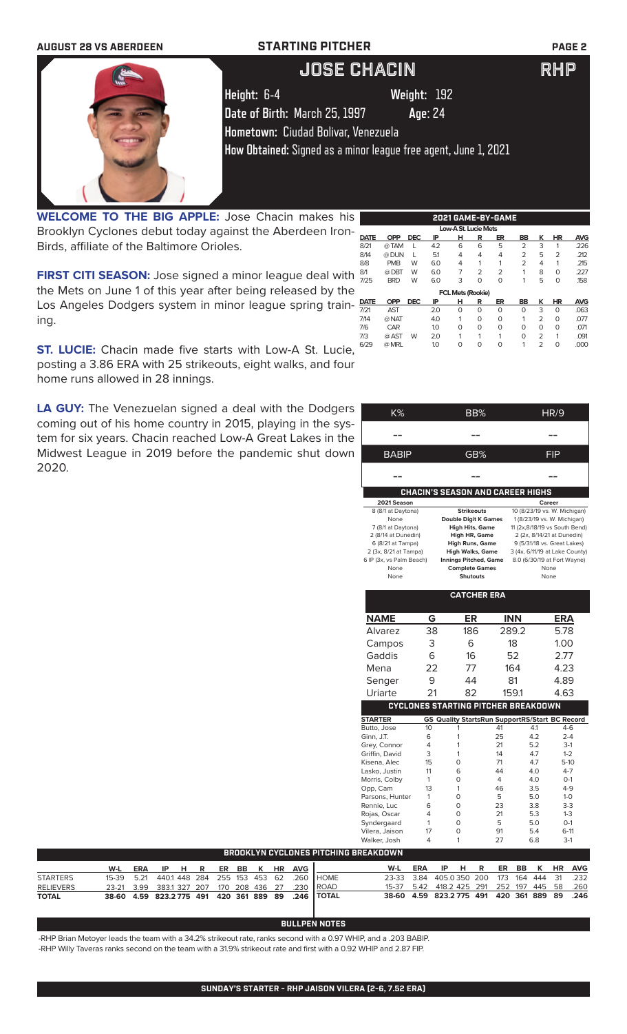AUGUST 28 VS ABERDEEN — STARTING PITCHER

# JOSE CHACIN — RHP

**Height:** 6-4 **Weight:** 192

**Date of Birth:** March 25, 1997 **Age:** 24

**Hometown:** Ciudad Bolivar, Venezuela

**How Obtained:** Signed as a minor league free agent, June 1, 2021

**WELCOME TO THE BIG APPLE:** Jose Chacin makes his Brooklyn Cyclones debut today against the Aberdeen IronBirds, affiliate of the Baltimore Orioles.

**FIRST CITI SEASON:** Jose signed a minor league deal with the Mets on June 1 of this year after being released by the Los Angeles Dodgers system in minor league spring training.

**ST. LUCIE:** Chacin made five starts with Low-A St. Lucie, posting a 3.86 ERA with 25 strikeouts, eight walks, and four home runs allowed in 28 innings.

**LA GUY:** The Venezuelan signed a deal with the Dodgers coming out of his home country in 2015, playing in the system for six years. Chacin reached Low-A Great Lakes in the Midwest League in 2019 before the pandemic shut down 2020.

## 2021 GAME-BY-GAME

**Low-A St. Lucie Mets**

| DATE | OPP | DEC | IP | H | R | ER | BB | K | HR | AVG |
|---|---|---|---|---|---|---|---|---|---|---|
| 8/21 | @ TAM | L | 4.2 | 6 | 6 | 5 | 2 | 3 | 1 | .226 |
| 8/14 | @ DUN | L | 5.1 | 4 | 4 | 4 | 2 | 5 | 2 | .212 |
| 8/8 | PMB | W | 6.0 | 4 | 1 | 1 | 2 | 4 | 1 | .215 |
| 8/1 | @ DBT | W | 6.0 | 7 | 2 | 2 | 1 | 8 | 0 | .227 |
| 7/25 | BRD | W | 6.0 | 3 | 0 | 0 | 1 | 5 | 0 | .158 |

**FCL Mets (Rookie)**

| DATE | OPP | DEC | IP | H | R | ER | BB | K | HR | AVG |
|---|---|---|---|---|---|---|---|---|---|---|
| 7/21 | AST | | 2.0 | 0 | 0 | 0 | 0 | 3 | 0 | .063 |
| 7/14 | @ NAT | | 4.0 | 1 | 0 | 0 | 1 | 2 | 0 | .077 |
| 7/6 | CAR | | 1.0 | 0 | 0 | 0 | 0 | 0 | 0 | .071 |
| 7/3 | @ AST | W | 2.0 | 1 | 1 | 1 | 0 | 2 | 1 | .091 |
| 6/29 | @ MRL | | 1.0 | 0 | 0 | 0 | 1 | 2 | 0 | .000 |

| K% | BB% | HR/9 |
|---|---|---|
| -- | -- | -- |

| BABIP | GB% | FIP |
|---|---|---|
| -- | -- | -- |

## CHACIN'S SEASON AND CAREER HIGHS

| 2021 Season | | Career |
|---|---|---|
| 8 (8/1 at Daytona) | Strikeouts | 10 (8/23/19 vs. W. Michigan) |
| None | Double Digit K Games | 1 (8/23/19 vs. W. Michigan) |
| 7 (8/1 at Daytona) | High Hits, Game | 11 (2x,8/18/19 vs South Bend) |
| 2 (8/14 at Dunedin) | High HR, Game | 2 (2x, 8/14/21 at Dunedin) |
| 6 (8/21 at Tampa) | High Runs, Game | 9 (5/31/18 vs. Great Lakes) |
| 2 (3x, 8/21 at Tampa) | High Walks, Game | 3 (4x, 6/11/19 at Lake County) |
| 6 IP (3x, vs Palm Beach) | Innings Pitched, Game | 8.0 (6/30/19 at Fort Wayne) |
| None | Complete Games | None |
| None | Shutouts | None |

## CATCHER ERA

| NAME | G | ER | INN | ERA |
|---|---|---|---|---|
| Alvarez | 38 | 186 | 289.2 | 5.78 |
| Campos | 3 | 6 | 18 | 1.00 |
| Gaddis | 6 | 16 | 52 | 2.77 |
| Mena | 22 | 77 | 164 | 4.23 |
| Senger | 9 | 44 | 81 | 4.89 |
| Uriarte | 21 | 82 | 159.1 | 4.63 |

## CYCLONES STARTING PITCHER BREAKDOWN

| STARTER | GS | Quality Starts | Run Support | RS/Start | BC Record |
|---|---|---|---|---|---|
| Butto, Jose | 10 | 1 | 41 | 4.1 | 4-6 |
| Ginn, J.T. | 6 | 1 | 25 | 4.2 | 2-4 |
| Grey, Connor | 4 | 1 | 21 | 5.2 | 3-1 |
| Griffin, David | 3 | 1 | 14 | 4.7 | 1-2 |
| Kisena, Alec | 15 | 0 | 71 | 4.7 | 5-10 |
| Lasko, Justin | 11 | 6 | 44 | 4.0 | 4-7 |
| Morris, Colby | 1 | 0 | 4 | 4.0 | 0-1 |
| Opp, Cam | 13 | 1 | 46 | 3.5 | 4-9 |
| Parsons, Hunter | 1 | 0 | 5 | 5.0 | 1-0 |
| Rennie, Luc | 6 | 0 | 23 | 3.8 | 3-3 |
| Rojas, Oscar | 4 | 0 | 21 | 5.3 | 1-3 |
| Syndergaard | 1 | 0 | 5 | 5.0 | 0-1 |
| Vilera, Jaison | 17 | 0 | 91 | 5.4 | 6-11 |
| Walker, Josh | 4 | 1 | 27 | 6.8 | 3-1 |

## BROOKLYN CYCLONES PITCHING BREAKDOWN

| | W-L | ERA | IP | H | R | ER | BB | K | HR | AVG |
|---|---|---|---|---|---|---|---|---|---|---|
| STARTERS | 15-39 | 5.21 | 440.1 | 448 | 284 | 255 | 153 | 453 | 62 | .260 |
| RELIEVERS | 23-21 | 3.99 | 383.1 | 327 | 207 | 170 | 208 | 436 | 27 | .230 |
| TOTAL | 38-60 | 4.59 | 823.2 | 775 | 491 | 420 | 361 | 889 | 89 | .246 |

| | W-L | ERA | IP | H | R | ER | BB | K | HR | AVG |
|---|---|---|---|---|---|---|---|---|---|---|
| HOME | 23-33 | 3.84 | 405.0 | 350 | 200 | 173 | 164 | 444 | 31 | .232 |
| ROAD | 15-37 | 5.42 | 418.2 | 425 | 291 | 252 | 197 | 445 | 58 | .260 |
| TOTAL | 38-60 | 4.59 | 823.2 | 775 | 491 | 420 | 361 | 889 | 89 | .246 |

## BULLPEN NOTES

-RHP Brian Metoyer leads the team with a 34.2% strikeout rate, ranks second with a 0.97 WHIP, and a .203 BABIP.

-RHP Willy Taveras ranks second on the team with a 31.9% strikeout rate and first with a 0.92 WHIP and 2.87 FIP.

**SUNDAY'S STARTER - RHP JAISON VILERA (2-6, 7.52 ERA)**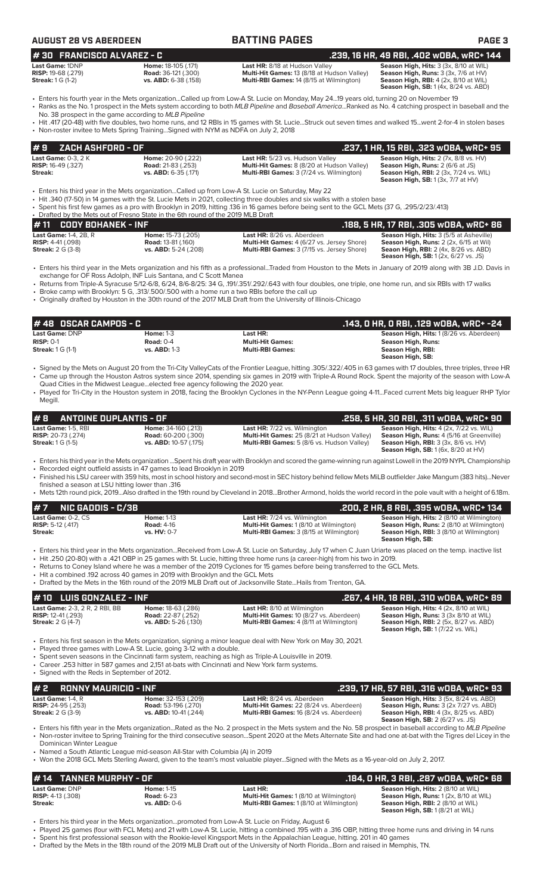## # 30 FRANCISCO ALVAREZ - C
**.239, 16 HR, 49 RBI, .402 wOBA, wRC+ 144**

| | | | |
|---|---|---|---|
| **Last Game:** 1DNP | **Home:** 18-105 (.171) | **Last HR:** 8/18 at Hudson Valley | **Season High, Hits:** 3 (3x, 8/10 at WIL) |
| **RISP:** 19-68 (.279) | **Road:** 36-121 (.300) | **Multi-Hit Games:** 13 (8/18 at Hudson Valley) | **Season High, Runs:** 3 (3x, 7/6 at HV) |
| **Streak:** 1 G (1-2) | **vs. ABD:** 6-38 (.158) | **Multi-RBI Games:** 14 (8/15 at Wilmington) | **Season High, RBI:** 4 (2x, 8/10 at WIL) |
| | | | **Season High, SB:** 1 (4x, 8/24 vs. ABD) |

- Enters his fourth year in the Mets organization...Called up from Low-A St. Lucie on Monday, May 24...19 years old, turning 20 on November 19
- Ranks as the No. 1 prospect in the Mets system according to both *MLB Pipeline* and *Baseball America*...Ranked as No. 4 catching prospect in baseball and the No. 38 prospect in the game according to *MLB Pipeline*
- Hit .417 (20-48) with five doubles, two home runs, and 12 RBIs in 15 games with St. Lucie...Struck out seven times and walked 15...went 2-for-4 in stolen bases
- Non-roster invitee to Mets Spring Training...Signed with NYM as NDFA on July 2, 2018

## # 9 ZACH ASHFORD - OF
**.237, 1 HR, 15 RBI, .323 wOBA, wRC+ 95**

| | | | |
|---|---|---|---|
| **Last Game:** 0-3, 2 K | **Home:** 20-90 (.222) | **Last HR:** 5/23 vs. Hudson Valley | **Season High, Hits:** 2 (7x, 8/8 vs. HV) |
| **RISP:** 16-49 (.327) | **Road:** 21-83 (.253) | **Multi-Hit Games:** 8 (8/20 at Hudson Valley) | **Season High, Runs:** 2 (6/6 at JS) |
| **Streak:** | **vs. ABD:** 6-35 (.171) | **Multi-RBI Games:** 3 (7/24 vs. Wilmington) | **Season High, RBI:** 2 (3x, 7/24 vs. WIL) |
| | | | **Season High, SB:** 1 (3x, 7/7 at HV) |

- Enters his third year in the Mets organization...Called up from Low-A St. Lucie on Saturday, May 22
- Hit .340 (17-50) in 14 games with the St. Lucie Mets in 2021, collecting three doubles and six walks with a stolen base
- Spent his first few games as a pro with Brooklyn in 2019, hitting .136 in 16 games before being sent to the GCL Mets (37 G, .295/2/23/.413)
- Drafted by the Mets out of Fresno State in the 6th round of the 2019 MLB Draft

## # 11 CODY BOHANEK - INF
**.188, 5 HR, 17 RBI, .305 wOBA, wRC+ 86**

| | | | |
|---|---|---|---|
| **Last Game:** 1-4, 2B, R | **Home:** 15-73 (.205) | **Last HR:** 8/26 vs. Aberdeen | **Season High, Hits:** 3 (5/5 at Asheville) |
| **RISP:** 4-41 (.098) | **Road:** 13-81 (.160) | **Multi-Hit Games:** 4 (6/27 vs. Jersey Shore) | **Season High, Runs:** 2 (2x, 6/15 at Wil) |
| **Streak:** 2 G (3-8) | **vs. ABD:** 5-24 (.208) | **Multi-RBI Games:** 3 (7/15 vs. Jersey Shore) | **Season High, RBI:** 2 (4x, 8/26 vs. ABD) |
| | | | **Season High, SB:** 1 (2x, 6/27 vs. JS) |

- Enters his third year in the Mets organization and his fifth as a professional...Traded from Houston to the Mets in January of 2019 along with 3B J.D. Davis in exchange for OF Ross Adolph, INF Luis Santana, and C Scott Manea
- Returns from Triple-A Syracuse 5/12-6/8, 6/24, 8/6-8/25: 34 G, .191/.351/.292/.643 with four doubles, one triple, one home run, and six RBIs with 17 walks
- Broke camp with Brooklyn: 5 G, .313/.500/.500 with a home run a two RBIs before the call up
- Originally drafted by Houston in the 30th round of the 2017 MLB Draft from the University of Illinois-Chicago

## # 48 OSCAR CAMPOS - C
**.143, 0 HR, 0 RBI, .129 wOBA, wRC+ -24**

| | | | |
|---|---|---|---|
| **Last Game:** DNP | **Home:** 1-3 | **Last HR:** | **Season High, Hits:** 1 (8/26 vs. Aberdeen) |
| **RISP:** 0-1 | **Road:** 0-4 | **Multi-Hit Games:** | **Season High, Runs:** |
| **Streak:** 1 G (1-1) | **vs. ABD:** 1-3 | **Multi-RBI Games:** | **Season High, RBI:** |
| | | | **Season High, SB:** |

- Signed by the Mets on August 20 from the Tri-City ValleyCats of the Frontier League, hitting .305/.322/.405 in 63 games with 17 doubles, three triples, three HR
- Came up through the Houston Astros system since 2014, spending six games in 2019 with Triple-A Round Rock. Spent the majority of the season with Low-A Quad Cities in the Midwest League...elected free agency following the 2020 year.
- Played for Tri-City in the Houston system in 2018, facing the Brooklyn Cyclones in the NY-Penn League going 4-11...Faced current Mets big leaguer RHP Tylor Megill.

## # 8 ANTOINE DUPLANTIS - OF
**.258, 5 HR, 30 RBI, .311 wOBA, wRC+ 90**

| | | | |
|---|---|---|---|
| **Last Game:** 1-5, RBI | **Home:** 34-160 (.213) | **Last HR:** 7/22 vs. Wilmington | **Season High, Hits:** 4 (2x, 7/22 vs. WIL) |
| **RISP:** 20-73 (.274) | **Road:** 60-200 (.300) | **Multi-Hit Games:** 25 (8/21 at Hudson Valley) | **Season High, Runs:** 4 (5/16 at Greenville) |
| **Streak:** 1 G (1-5) | **vs. ABD:** 10-57 (.175) | **Multi-RBI Games:** 5 (8/6 vs. Hudson Valley) | **Season High, RBI:** 3 (2x, 8/6 vs. HV) |
| | | | **Season High, SB:** 1 (6x, 8/20 at HV) |

- Enters his third year in the Mets organization ...Spent his draft year with Brooklyn and scored the game-winning run against Lowell in the 2019 NYPL Championship
- Recorded eight outfield assists in 47 games to lead Brooklyn in 2019
- Finished his LSU career with 359 hits, most in school history and second-most in SEC history behind fellow Mets MiLB outfielder Jake Mangum (383 hits)...Never finished a season at LSU hitting lower than .316
- Mets 12th round pick, 2019...Also drafted in the 19th round by Cleveland in 2018...Brother Armond, holds the world record in the pole vault with a height of 6.18m.

## # 7 NIC GADDIS - C/3B
**.200, 2 HR, 8 RBI, .395 wOBA, wRC+ 134**

| | | | |
|---|---|---|---|
| **Last Game:** 0-2, CS | **Home:** 1-13 | **Last HR:** 7/24 vs. Wilmington | **Season High, Hits:** 2 (8/10 at Wilmington) |
| **RISP:** 5-12 (.417) | **Road:** 4-16 | **Multi-Hit Games:** 1 (8/10 at Wilmington) | **Season High, Runs:** 2 (8/10 at Wilmington) |
| **Streak:** | **vs. HV:** 0-7 | **Multi-RBI Games:** 3 (8/15 at Wilmington) | **Season High, RBI:** 3 (8/10 at Wilmington) |
| | | | **Season High, SB:** |

- Enters his third year in the Mets organization...Received from Low-A St. Lucie on Saturday, July 17 when C Juan Uriarte was placed on the temp. inactive list
- Hit .250 (20-80) with a .421 OBP in 25 games with St. Lucie, hitting three home runs (a career-high) from his two in 2019.
- Returns to Coney Island where he was a member of the 2019 Cyclones for 15 games before being transferred to the GCL Mets.
- Hit a combined .192 across 40 games in 2019 with Brooklyn and the GCL Mets
- Drafted by the Mets in the 16th round of the 2019 MLB Draft out of Jacksonville State...Hails from Trenton, GA.

## # 10 LUIS GONZALEZ - INF
**.267, 4 HR, 18 RBI, .310 wOBA, wRC+ 89**

| | | | |
|---|---|---|---|
| **Last Game:** 2-3, 2 R, 2 RBI, BB | **Home:** 18-63 (.286) | **Last HR:** 8/10 at Wilmington | **Season High, Hits:** 4 (2x, 8/10 at WIL) |
| **RISP:** 12-41 (.293) | **Road:** 22-87 (.252) | **Multi-Hit Games:** 10 (8/27 vs. Aberdeen) | **Season High, Runs:** 3 (3x 8/10 at WIL) |
| **Streak:** 2 G (4-7) | **vs. ABD:** 5-26 (.130) | **Multi-RBI Games:** 4 (8/11 at Wilmington) | **Season High, RBI:** 2 (5x, 8/27 vs. ABD) |
| | | | **Season High, SB:** 1 (7/22 vs. WIL) |

- Enters his first season in the Mets organization, signing a minor league deal with New York on May 30, 2021.
- Played three games with Low-A St. Lucie, going 3-12 with a double.
- Spent seven seasons in the Cincinnati farm system, reaching as high as Triple-A Louisville in 2019.
- Career .253 hitter in 587 games and 2,151 at-bats with Cincinnati and New York farm systems.
- Signed with the Reds in September of 2012.

## # 2 RONNY MAURICIO - INF
**.239, 17 HR, 57 RBI, .316 wOBA, wRC+ 93**

| | | | |
|---|---|---|---|
| **Last Game:** 1-4, R | **Home:** 32-153 (.209) | **Last HR:** 8/24 vs. Aberdeen | **Season High, Hits:** 3 (5x, 8/24 vs. ABD) |
| **RISP:** 24-95 (.253) | **Road:** 53-196 (.270) | **Multi-Hit Games:** 22 (8/24 vs. Aberdeen) | **Season High, Runs:** 3 (2x 7/27 vs. ABD) |
| **Streak:** 2 G (3-9) | **vs. ABD:** 10-41 (.244) | **Multi-RBI Games:** 16 (8/24 vs. Aberdeen) | **Season High, RBI:** 4 (3x, 8/25 vs. ABD) |
| | | | **Season High, SB:** 2 (6/27 vs. JS) |

- Enters his fifth year in the Mets organization...Rated as the No. 2 prospect in the Mets system and the No. 58 prospect in baseball according to *MLB Pipeline*
- Non-roster invitee to Spring Training for the third consecutive season...Spent 2020 at the Mets Alternate Site and had one at-bat with the Tigres del Licey in the Dominican Winter League
- Named a South Atlantic League mid-season All-Star with Columbia (A) in 2019
- Won the 2018 GCL Mets Sterling Award, given to the team's most valuable player...Signed with the Mets as a 16-year-old on July 2, 2017.

## # 14 TANNER MURPHY - OF
**.184, 0 HR, 3 RBI, .287 wOBA, wRC+ 68**

| | | | |
|---|---|---|---|
| **Last Game:** DNP | **Home:** 1-15 | **Last HR:** | **Season High, Hits:** 2 (8/10 at WIL) |
| **RISP:** 4-13 (.308) | **Road:** 6-23 | **Multi-Hit Games:** 1 (8/10 at Wilmington) | **Season High, Runs:** 1 (2x, 8/10 at WIL) |
| **Streak:** | **vs. ABD:** 0-6 | **Multi-RBI Games:** 1 (8/10 at Wilmington) | **Season High, RBI:** 2 (8/10 at WIL) |
| | | | **Season High, SB:** 1 (8/21 at WIL) |

- Enters his third year in the Mets organization...promoted from Low-A St. Lucie on Friday, August 6
- Played 25 games (four with FCL Mets) and 21 with Low-A St. Lucie, hitting a combined .195 with a .316 OBP, hitting three home runs and driving in 14 runs
- Spent his first professional season with the Rookie-level Kingsport Mets in the Appalachian League, hitting. 201 in 40 games
- Drafted by the Mets in the 18th round of the 2019 MLB Draft out of the University of North Florida...Born and raised in Memphis, TN.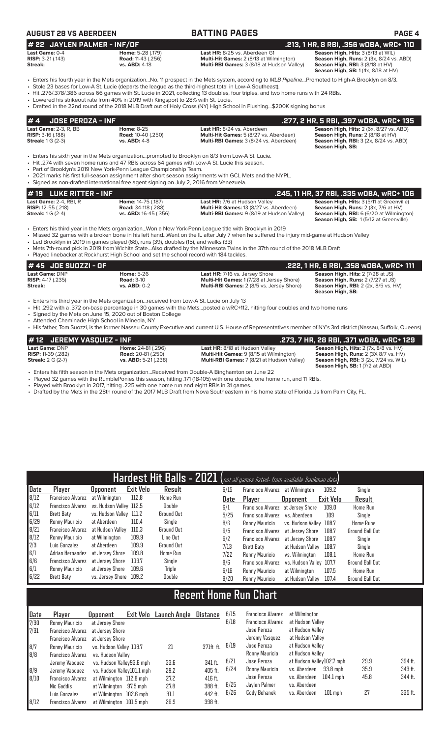**AUGUST 28 VS ABERDEEN** — **BATTING PAGES**

## # 22 JAYLEN PALMER - INF/OF — .213, 1 HR, 8 RBI, .356 wOBA, wRC+ 110

**Last Game:** 0-4 | **Home:** 5-28 (.179) | **Last HR:** 8/25 vs. Aberdeen G1 | **Season High, Hits:** 3 (8/13 at WIL)
**RISP:** 3-21 (.143) | **Road:** 11-43 (.256) | **Multi-Hit Games:** 2 (8/13 at Wilmington) | **Season High, Runs:** 2 (3x, 8/24 vs. ABD)
**Streak:** | **vs. ABD:** 4-18 | **Multi-RBI Games:** 3 (8/18 at Hudson Valley) | **Season High, RBI:** 3 (8/18 at HV)
**Season High, SB:** 1 (4x, 8/18 at HV)

- Enters his fourth year in the Mets organization...No. 11 prospect in the Mets system, according to *MLB Pipeline*...Promoted to High-A Brooklyn on 8/3.
- Stole 23 bases for Low-A St. Lucie (departs the league as the third-highest total in Low-A Southeast).
- Hit .276/.378/.386 across 66 games with St. Lucie in 2021, collecting 13 doubles, four triples, and two home runs with 24 RBIs.
- Lowered his strikeout rate from 40% in 2019 with Kingsport to 28% with St. Lucie.
- Drafted in the 22nd round of the 2018 MLB Draft out of Holy Cross (NY) High School in Flushing...$200K signing bonus

## # 4 JOSE PEROZA - INF — .277, 2 HR, 5 RBI, .397 wOBA, wRC+ 135

**Last Game:** 2-3, R, BB | **Home:** 8-25 | **Last HR:** 8/24 vs. Aberdeen | **Season High, Hits:** 2 (6x, 8/27 vs. ABD)
**RISP:** 3-16 (.188) | **Road:** 10-40 (.250) | **Multi-Hit Games:** 5 (8/27 vs. Aberdeen) | **Season High, Runs:** 2 (8/18 at HV)
**Streak:** 1 G (2-3) | **vs. ABD:** 4-8 | **Multi-RBI Games:** 3 (8/24 vs. Aberdeen) | **Season High, RBI:** 3 (2x, 8/24 vs. ABD)
**Season High, SB:**

- Enters his sixth year in the Mets organization...promoted to Brooklyn on 8/3 from Low-A St. Lucie.
- Hit .274 with seven home runs and 47 RBIs across 64 games with Low-A St. Lucie this season.
- Part of Brooklyn's 2019 New York-Penn League Championship Team.
- 2021 marks his first full-season assignment after short season assignments with GCL Mets and the NYPL.
- Signed as non-drafted international free agent signing on July 2, 2016 from Venezuela.

## # 19 LUKE RITTER - INF — .245, 11 HR, 37 RBI, .335 wOBA, wRC+ 106

**Last Game:** 2-4, RBI, R | **Home:** 14-75 (.187) | **Last HR:** 7/6 at Hudson Valley | **Season High, Hits:** 3 (5/11 at Greenville)
**RISP:** 12-55 (.218) | **Road:** 34-118 (.288) | **Multi-Hit Games:** 13 (8/27 vs. Aberdeen) | **Season High, Runs:** 2 (3x, 7/6 at HV)
**Streak:** 1 G (2-4) | **vs. ABD:** 16-45 (.356) | **Multi-RBI Games:** 9 (8/19 at Hudson Valley) | **Season High, RBI:** 6 (6/20 at Wilmington)
**Season High, SB:** 1 (5/12 at Greenville)

- Enters his third year in the Mets organization...Won a New York-Penn League title with Brooklyn in 2019
- Missed 32 games with a broken bone in his left hand...Went on the IL after July 7 when he suffered the injury mid-game at Hudson Valley
- Led Brooklyn in 2019 in games played (68), runs (39), doubles (15), and walks (33)
- Mets 7th-round pick in 2019 from Wichita State...Also drafted by the Minnesota Twins in the 37th round of the 2018 MLB Draft
- Played linebacker at Rockhurst High School and set the school record with 184 tackles.

## # 45 JOE SUOZZI - OF — .222, 1 HR, 6 RBI, .358 wOBA, wRC+ 111

**Last Game:** DNP | **Home:** 5-26 | **Last HR:** 7/16 vs. Jersey Shore | **Season High, Hits:** 2 (7/28 at JS)
**RISP:** 4-17 (.235) | **Road:** 3-10 | **Multi-Hit Games:** 1 (7/28 at Jersey Shore) | **Season High, Runs:** 2 (7/27 at JS)
**Streak:** | **vs. ABD:** 0-2 | **Multi-RBI Games:** 2 (8/5 vs. Jersey Shore) | **Season High, RBI:** 2 (2x, 8/5 vs. HV)
**Season High, SB:**

- Enters his third year in the Mets organization...received from Low-A St. Lucie on July 13
- Hit .292 with a .372 on-base percentage in 30 games with the Mets...posted a wRC+112, hitting four doubles and two home runs
- Signed by the Mets on June 15, 2020 out of Boston College
- Attended Chaminade High School in Mineola, NY
- His father, Tom Suozzi, is the former Nassau County Executive and current U.S. House of Representatives member of NY's 3rd district (Nassau, Suffolk, Queens)

## # 12 JEREMY VASQUEZ - INF — .273, 7 HR, 28 RBI, .371 wOBA, wRC+ 129

**Last Game:** DNP | **Home:** 24-81 (.296) | **Last HR:** 8/18 at Hudson Valley | **Season High, Hits:** 2 (7x, 8/8 vs. HV)
**RISP:** 11-39 (.282) | **Road:** 20-81 (.250) | **Multi-Hit Games:** 9 (8/15 at Wilmington) | **Season High, Runs:** 2 (3X 8/7 vs. HV)
**Streak:** 2 G (2-7) | **vs. ABD:** 5-21 (.238) | **Multi-RBI Games:** 7 (8/21 at Hudson Valley) | **Season High, RBI:** 3 (2x, 7/24 vs. WIL)
**Season High, SB:** 1 (7/2 at ABD)

- Enters his fifth season in the Mets organization...Received from Double-A Binghamton on June 22
- Played 32 games with the RumblePonies this season, hitting .171 (18-105) with one double, one home run, and 11 RBIs.
- Played with Brooklyn in 2017, hitting .225 with one home run and eight RBIs in 31 games.
- Drafted by the Mets in the 28th round of the 2017 MLB Draft from Nova Southeastern in his home state of Florida...Is from Palm City, FL.

## Hardest Hit Balls - 2021 (not all games listed- from available Trackman data)

| Date | Player | Opponent | Exit Velo | Result |
|---|---|---|---|---|
| 8/12 | Francisco Alvarez | at Wilmington | 112.8 | Home Run |
| 6/12 | Francisco Alvarez | vs. Hudson Valley | 112.5 | Double |
| 6/11 | Brett Baty | vs. Hudson Valley | 111.2 | Ground Out |
| 6/29 | Ronny Mauricio | at Aberdeen | 110.4 | Single |
| 8/21 | Francisco Alvarez | at Hudson Valley | 110.3 | Ground Out |
| 8/12 | Ronny Mauricio | at Wilmington | 109.9 | Line Out |
| 7/3 | Luis Gonzalez | at Aberdeen | 109.9 | Ground Out |
| 6/1 | Adrian Hernandez | at Jersey Shore | 109.8 | Home Run |
| 6/6 | Francisco Alvarez | at Jersey Shore | 109.7 | Single |
| 6/1 | Ronny Mauricio | at Jersey Shore | 109.6 | Triple |
| 6/22 | Brett Baty | vs. Jersey Shore | 109.2 | Double |
| 6/15 | Francisco Alvarez | at Wilmington | 109.2 | Single |
| 6/1 | Francisco Alvarez | at Jersey Shore | 109.0 | Home Run |
| 5/25 | Francisco Alvarez | vs. Aberdeen | 109 | Single |
| 8/6 | Ronny Mauricio | vs. Hudson Valley | 108.7 | Home Rune |
| 6/5 | Francisco Alvarez | at Jersey Shore | 108.7 | Ground Ball Out |
| 6/2 | Francisco Alvarez | at Jersey Shore | 108.7 | Single |
| 7/13 | Brett Baty | at Hudson Valley | 108.7 | Single |
| 7/22 | Ronny Mauricio | vs. Wilmington | 108.1 | Home Run |
| 8/6 | Francisco Alvarez | vs. Hudson Valley | 107.7 | Ground Ball Out |
| 6/16 | Ronny Mauricio | at Wilmington | 107.5 | Home Run |
| 8/20 | Ronny Mauricio | at Hudson Valley | 107.4 | Ground Ball Out |

## Recent Home Run Chart

| Date | Player | Opponent | Exit Velo | Launch Angle | Distance |
|---|---|---|---|---|---|
| 7/30 | Ronny Mauricio | at Jersey Shore | | | |
| 7/31 | Francisco Alvarez | at Jersey Shore | | | |
| | Francisco Alvarez | at Jersey Shore | | | |
| 8/7 | Ronny Mauricio | vs. Hudson Valley | 108.7 | 21 | 371ft ft. |
| 8/8 | Francisco Alvarez | vs. Hudson Valley | | | |
| | Jeremy Vasquez | vs. Hudson Valley | 93.6 mph | 33.6 | 341 ft. |
| 8/9 | Jeremy Vasquez | vs. Hudson Valley | 101.1 mph | 29.2 | 405 ft. |
| 8/10 | Francisco Alvarez | at Wilmington | 112.8 mph | 27.2 | 416 ft. |
| | Nic Gaddis | at Wilmington | 97.5 mph | 27.8 | 388 ft. |
| | Luis Gonzalez | at Wilmington | 102.6 mph | 31.1 | 442 ft. |
| 8/12 | Francisco Alvarez | at Wilmington | 101.5 mph | 26.9 | 398 ft. |
| 8/15 | Francisco Alvarez | at Wilmington | | | |
| 8/18 | Francisco Alvarez | at Hudson Valley | | | |
| | Jose Peroza | at Hudson Valley | | | |
| | Jeremy Vasquez | at Hudson Valley | | | |
| 8/19 | Jose Peroza | at Hudson Valley | | | |
| | Ronny Mauricio | at Hudson Valley | | | |
| 8/21 | Jose Peroza | at Hudson Valley | 102.7 mph | 29.9 | 394 ft. |
| 8/24 | Ronny Mauricio | vs. Aberdeen | 93.8 mph | 35.9 | 343 ft. |
| | Jose Peroza | vs. Aberdeen | 104.1 mph | 45.8 | 344 ft. |
| 8/25 | Jaylen Palmer | vs. Aberdeen | | | |
| 8/26 | Cody Bohanek | vs. Aberdeen | 101 mph | 27 | 335 ft. |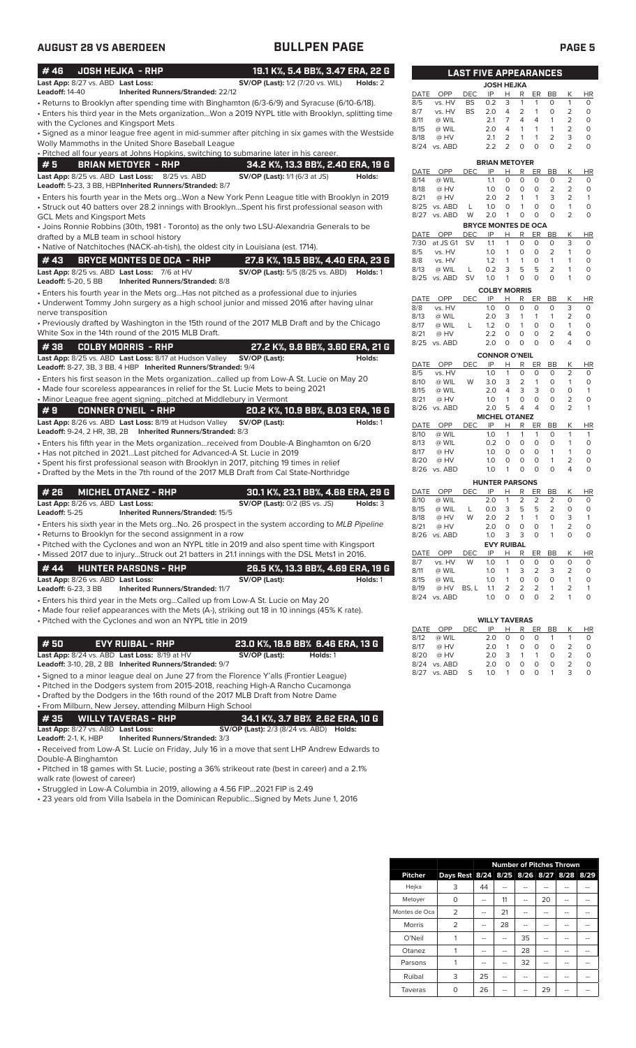# AUGUST 28 VS ABERDEEN — BULLPEN PAGE

## #46 JOSH HEJKA - RHP — 19.1 K%, 5.4 BB%, 3.47 ERA, 22 G

**Last App:** 8/27 vs. ABD **Last Loss:** **SV/OP (Last):** 1/2 (7/20 vs. WIL) **Holds:** 2
**Leadoff:** 14-40 **Inherited Runners/Stranded:** 22/12

- Returns to Brooklyn after spending time with Binghamton (6/3-6/9) and Syracuse (6/10-6/18).
- Enters his third year in the Mets organization...Won a 2019 NYPL title with Brooklyn, splitting time with the Cyclones and Kingsport Mets
- Signed as a minor league free agent in mid-summer after pitching in six games with the Westside Wolly Mammoths in the United Shore Baseball League
- Pitched all four years at Johns Hopkins, switching to submarine later in his career.

## #5 BRIAN METOYER - RHP — 34.2 K%, 13.3 BB%, 2.40 ERA, 19 G

**Last App:** 8/25 vs. ABD **Last Loss:** 8/25 vs. ABD **SV/OP (Last):** 1/1 (6/3 at JS) **Holds:**
**Leadoff:** 5-23, 3 BB, HBP **Inherited Runners/Stranded:** 8/7

- Enters his fourth year in the Mets org...Won a New York Penn League title with Brooklyn in 2019
- Struck out 40 batters over 28.2 innings with Brooklyn...Spent his first professional season with GCL Mets and Kingsport Mets
- Joins Ronnie Robbins (30th, 1981 - Toronto) as the only two LSU-Alexandria Generals to be drafted by a MLB team in school history
- Native of Natchitoches (NACK-ah-tish), the oldest city in Louisiana (est. 1714).

## #43 BRYCE MONTES DE OCA - RHP — 27.8 K%, 19.5 BB%, 4.40 ERA, 23 G

**Last App:** 8/25 vs. ABD **Last Loss:** 7/6 at HV **SV/OP (Last):** 5/5 (8/25 vs. ABD) **Holds:** 1
**Leadoff:** 5-20, 5 BB **Inherited Runners/Stranded:** 8/8

- Enters his fourth year in the Mets org...Has not pitched as a professional due to injuries
- Underwent Tommy John surgery as a high school junior and missed 2016 after having ulnar nerve transposition
- Previously drafted by Washington in the 15th round of the 2017 MLB Draft and by the Chicago White Sox in the 14th round of the 2015 MLB Draft.

## #38 COLBY MORRIS - RHP — 27.2 K%, 9.8 BB%, 3.60 ERA, 21 G

**Last App:** 8/25 vs. ABD **Last Loss:** 8/17 at Hudson Valley **SV/OP (Last):** **Holds:**
**Leadoff:** 8-27, 3B, 3 BB, 4 HBP **Inherited Runners/Stranded:** 9/4

- Enters his first season in the Mets organization...called up from Low-A St. Lucie on May 20
- Made four scoreless appearances in relief for the St. Lucie Mets to being 2021
- Minor League free agent signing...pitched at Middlebury in Vermont

## #9 CONNER O'NEIL - RHP — 20.2 K%, 10.9 BB%, 8.03 ERA, 16 G

**Last App:** 8/26 vs. ABD **Last Loss:** 8/19 at Hudson Valley **SV/OP (Last):** **Holds:** 1
**Leadoff:** 9-24, 2 HR, 3B, 2B **Inherited Runners/Stranded:** 8/3

- Enters his fifth year in the Mets organization...received from Double-A Binghamton on 6/20
- Has not pitched in 2021...Last pitched for Advanced-A St. Lucie in 2019
- Spent his first professional season with Brooklyn in 2017, pitching 19 times in relief
- Drafted by the Mets in the 7th round of the 2017 MLB Draft from Cal State-Northridge

## #26 MICHEL OTANEZ - RHP — 30.1 K%, 23.1 BB%, 4.68 ERA, 29 G

**Last App:** 8/26 vs. ABD **Last Loss:** **SV/OP (Last):** 0/2 (BS vs. JS) **Holds:** 3
**Leadoff:** 5-25 **Inherited Runners/Stranded:** 15/5

- Enters his sixth year in the Mets org...No. 26 prospect in the system according to *MLB Pipeline*
- Returns to Brooklyn for the second assignment in a row
- Pitched with the Cyclones and won an NYPL title in 2019 and also spent time with Kingsport
- Missed 2017 due to injury...Struck out 21 batters in 21.1 innings with the DSL Mets1 in 2016.

## #44 HUNTER PARSONS - RHP — 26.5 K%, 13.3 BB%, 4.69 ERA, 19 G

**Last App:** 8/26 vs. ABD **Last Loss:** **SV/OP (Last):** **Holds:** 1
**Leadoff:** 6-23, 3 BB **Inherited Runners/Stranded:** 11/7

- Enters his third year in the Mets org...Called up from Low-A St. Lucie on May 20
- Made four relief appearances with the Mets (A-), striking out 18 in 10 innings (45% K rate).
- Pitched with the Cyclones and won an NYPL title in 2019

## #50 EVY RUIBAL - RHP — 23.0 K%, 18.9 BB% 6.46 ERA, 13 G

**Last App:** 8/24 vs. ABD **Last Loss:** 8/19 at HV **SV/OP (Last):** **Holds:** 1
**Leadoff:** 3-10, 2B, 2 BB **Inherited Runners/Stranded:** 9/7

- Signed to a minor league deal on June 27 from the Florence Y'alls (Frontier League)
- Pitched in the Dodgers system from 2015-2018, reaching High-A Rancho Cucamonga
- Drafted by the Dodgers in the 16th round of the 2017 MLB Draft from Notre Dame
- From Milburn, New Jersey, attending Milburn High School

## #35 WILLY TAVERAS - RHP — 34.1 K%, 3.7 BB% 2.62 ERA, 10 G

**Last App:** 8/27 vs. ABD **Last Loss:** **SV/OP (Last):** 2/3 (8/24 vs. ABD) **Holds:**
**Leadoff:** 2-1, K, HBP **Inherited Runners/Stranded:** 3/3

- Received from Low-A St. Lucie on Friday, July 16 in a move that sent LHP Andrew Edwards to Double-A Binghamton
- Pitched in 18 games with St. Lucie, posting a 36% strikeout rate (best in career) and a 2.1% walk rate (lowest of career)
- Struggled in Low-A Columbia in 2019, allowing a 4.56 FIP...2021 FIP is 2.49
- 23 years old from Villa Isabela in the Dominican Republic...Signed by Mets June 1, 2016

## LAST FIVE APPEARANCES

### JOSH HEJKA

| DATE | OPP | DEC | IP | H | R | ER | BB | K | HR |
|---|---|---|---|---|---|---|---|---|---|
| 8/5 | vs. HV | BS | 0.2 | 3 | 1 | 1 | 0 | 1 | 0 |
| 8/7 | vs. HV | BS | 2.0 | 4 | 2 | 1 | 0 | 2 | 0 |
| 8/11 | @ WIL | | 2.1 | 7 | 4 | 4 | 1 | 2 | 0 |
| 8/15 | @ WIL | | 2.0 | 4 | 1 | 1 | 1 | 2 | 0 |
| 8/18 | @ HV | | 2.1 | 2 | 1 | 1 | 2 | 3 | 0 |
| 8/24 | vs. ABD | | 2.2 | 2 | 0 | 0 | 0 | 2 | 0 |

### BRIAN METOYER

| DATE | OPP | DEC | IP | H | R | ER | BB | K | HR |
|---|---|---|---|---|---|---|---|---|---|
| 8/14 | @ WIL | | 1.1 | 0 | 0 | 0 | 0 | 2 | 0 |
| 8/18 | @ HV | | 1.0 | 0 | 0 | 0 | 2 | 2 | 0 |
| 8/21 | @ HV | | 2.0 | 2 | 1 | 1 | 3 | 2 | 1 |
| 8/25 | vs. ABD | L | 1.0 | 0 | 1 | 0 | 0 | 1 | 0 |
| 8/27 | vs. ABD | W | 2.0 | 1 | 0 | 0 | 0 | 2 | 0 |

### BRYCE MONTES DE OCA

| DATE | OPP | DEC | IP | H | R | ER | BB | K | HR |
|---|---|---|---|---|---|---|---|---|---|
| 7/30 | at JS G1 | SV | 1.1 | 1 | 0 | 0 | 0 | 3 | 0 |
| 8/5 | vs. HV | | 1.0 | 1 | 0 | 0 | 2 | 1 | 0 |
| 8/8 | vs. HV | | 1.2 | 1 | 1 | 0 | 1 | 1 | 0 |
| 8/13 | @ WIL | L | 0.2 | 3 | 5 | 5 | 2 | 1 | 0 |
| 8/25 | vs. ABD | SV | 1.0 | 1 | 0 | 0 | 0 | 1 | 0 |

### COLBY MORRIS

| DATE | OPP | DEC | IP | H | R | ER | BB | K | HR |
|---|---|---|---|---|---|---|---|---|---|
| 8/8 | vs. HV | | 1.0 | 0 | 0 | 0 | 0 | 3 | 0 |
| 8/13 | @ WIL | | 2.0 | 3 | 1 | 1 | 1 | 2 | 0 |
| 8/17 | @ WIL | L | 1.2 | 0 | 1 | 0 | 0 | 1 | 0 |
| 8/21 | @ HV | | 2.2 | 0 | 0 | 0 | 2 | 4 | 0 |
| 8/25 | vs. ABD | | 2.0 | 0 | 0 | 0 | 0 | 4 | 0 |

### CONNOR O'NEIL

| DATE | OPP | DEC | IP | H | R | ER | BB | K | HR |
|---|---|---|---|---|---|---|---|---|---|
| 8/5 | vs. HV | | 1.0 | 1 | 0 | 0 | 0 | 2 | 0 |
| 8/10 | @ WIL | W | 3.0 | 3 | 2 | 1 | 0 | 1 | 0 |
| 8/15 | @ WIL | | 2.0 | 4 | 3 | 3 | 0 | 0 | 1 |
| 8/21 | @ HV | | 1.0 | 1 | 0 | 0 | 0 | 2 | 0 |
| 8/26 | vs. ABD | | 2.0 | 5 | 4 | 4 | 0 | 2 | 1 |

### MICHEL OTANEZ

| DATE | OPP | DEC | IP | H | R | ER | BB | K | HR |
|---|---|---|---|---|---|---|---|---|---|
| 8/10 | @ WIL | | 1.0 | 1 | 1 | 1 | 0 | 1 | 1 |
| 8/13 | @ WIL | | 0.2 | 0 | 0 | 0 | 0 | 1 | 0 |
| 8/17 | @ HV | | 1.0 | 0 | 0 | 0 | 1 | 1 | 0 |
| 8/20 | @ HV | | 1.0 | 0 | 0 | 0 | 1 | 2 | 0 |
| 8/26 | vs. ABD | | 1.0 | 1 | 0 | 0 | 0 | 4 | 0 |

### HUNTER PARSONS

| DATE | OPP | DEC | IP | H | R | ER | BB | K | HR |
|---|---|---|---|---|---|---|---|---|---|
| 8/10 | @ WIL | | 2.0 | 1 | 2 | 2 | 2 | 0 | 0 |
| 8/15 | @ WIL | L | 0.0 | 3 | 5 | 5 | 2 | 0 | 0 |
| 8/18 | @ HV | W | 2.0 | 2 | 1 | 1 | 0 | 3 | 1 |
| 8/21 | @ HV | | 2.0 | 0 | 0 | 0 | 1 | 2 | 0 |
| 8/26 | vs. ABD | | 1.0 | 3 | 3 | 0 | 1 | 0 | 0 |

### EVY RUIBAL

| DATE | OPP | DEC | IP | H | R | ER | BB | K | HR |
|---|---|---|---|---|---|---|---|---|---|
| 8/7 | vs. HV | W | 1.0 | 1 | 0 | 0 | 0 | 0 | 0 |
| 8/11 | @ WIL | | 1.0 | 1 | 3 | 2 | 3 | 2 | 0 |
| 8/15 | @ WIL | | 1.0 | 1 | 0 | 0 | 0 | 1 | 0 |
| 8/19 | @ HV | BS, L | 1.1 | 2 | 2 | 2 | 1 | 2 | 1 |
| 8/24 | vs. ABD | | 1.0 | 0 | 0 | 0 | 2 | 1 | 0 |

### WILLY TAVERAS

| DATE | OPP | DEC | IP | H | R | ER | BB | K | HR |
|---|---|---|---|---|---|---|---|---|---|
| 8/12 | @ WIL | | 2.0 | 0 | 0 | 0 | 1 | 1 | 0 |
| 8/17 | @ HV | | 2.0 | 1 | 0 | 0 | 0 | 2 | 0 |
| 8/20 | @ HV | | 2.0 | 3 | 1 | 1 | 0 | 2 | 0 |
| 8/24 | vs. ABD | | 2.0 | 0 | 0 | 0 | 0 | 2 | 0 |
| 8/27 | vs. ABD | S | 1.0 | 1 | 0 | 0 | 1 | 3 | 0 |

## Number of Pitches Thrown

| Pitcher | Days Rest | 8/24 | 8/25 | 8/26 | 8/27 | 8/28 | 8/29 |
|---|---|---|---|---|---|---|---|
| Hejka | 3 | 44 | -- | -- | -- | -- | -- |
| Metoyer | 0 | -- | 11 | -- | 20 | -- | -- |
| Montes de Oca | 2 | -- | 21 | -- | -- | -- | -- |
| Morris | 2 | -- | 28 | -- | -- | -- | -- |
| O'Neil | 1 | -- | -- | 35 | -- | -- | -- |
| Otanez | 1 | -- | -- | 28 | -- | -- | -- |
| Parsons | 1 | -- | -- | 32 | -- | -- | -- |
| Ruibal | 3 | 25 | -- | -- | -- | -- | -- |
| Taveras | 0 | 26 | -- | -- | 29 | -- | -- |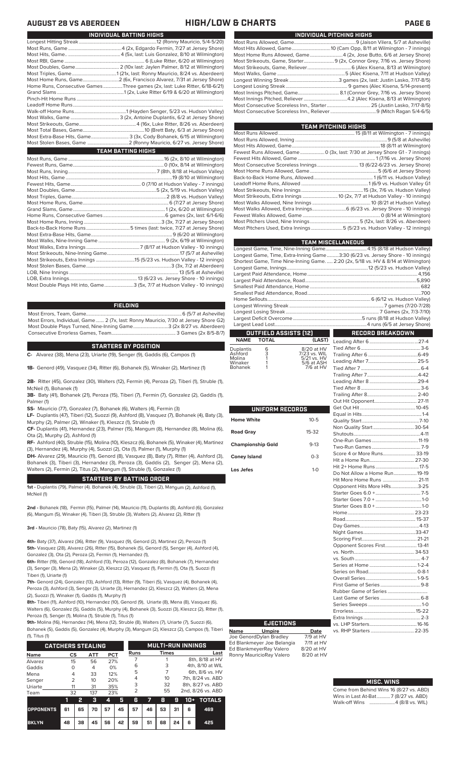# AUGUST 28 VS ABERDEEN — HIGH/LOW & CHARTS

## INDIVIDUAL BATTING HIGHS

| | |
|---|---|
| Longest Hitting Streak | 12 (Ronny Mauricio, 5/4-5/20) |
| Most Runs, Game | 4 (2x, Edgardo Fermin, 7/27 at Jersey Shore) |
| Most Hits, Game | 4 (5x, last: Luis Gonzalez, 8/10 at Wilmington) |
| Most RBI, Game | 6 (Luke Ritter, 6/20 at Wilmington) |
| Most Doubles, Game | 2 (10x last: Jaylen Palmer, 8/12 at Wilmington) |
| Most Triples, Game | 1 (21x, last: Ronny Mauricio, 8/24 vs. Aberdeen) |
| Most Home Runs, Game | 2 (6x, Francisco Alvarez, 7/31 at Jersey Shore) |
| Home Runs, Consecutive Games | Three games (2x, last: Luke Ritter, 6/18-6/21) |
| Grand Slams | 1 (2x, Luke Ritter 6/19 & 6/20 at Wilmington) |
| Pinch-Hit Home Runs | |
| Leadoff Home Runs | |
| Walk-off Home Runs | 1 (Hayden Senger, 5/23 vs. Hudson Valley) |
| Most Walks, Game | 3 (2x, Antoine Duplantis, 6/2 at Jersey Shore) |
| Most Strikeouts, Game | 4 (16x, Luke Ritter, 8/26 vs. Aberdeen) |
| Most Total Bases, Game | 10 (Brett Baty, 6/3 at Jersey Shore) |
| Most Extra-Base Hits, Game | 3 (3x, Cody Bohanek, 6/15 at Wilmington) |
| Most Stolen Bases, Game | 2 (Ronny Mauricio, 6/27 vs. Jersey Shore) |

## TEAM BATTING HIGHS

| | |
|---|---|
| Most Runs, Game | 16 (2x, 8/10 at Wilmington) |
| Fewest Runs, Game | 0 (10x, 8/14 at Wilmington) |
| Most Runs, Inning | 7 (8th, 8/18 at Hudson Valley) |
| Most Hits, Game | 19 (8/10 at Wilmington) |
| Fewest Hits, Game | 0 (7/10 at Hudson Valley - 7 innings) |
| Most Doubles, Game | 5 (2x, 5/19 vs. Hudson Valley) |
| Most Triples, Game | 2 (8/9 vs. Hudson Valley) |
| Most Home Runs, Game | 6 (7/27 at Jersey Shore) |
| Grand Slams, Game | 1 (2x, 6/20 at Wilmington) |
| Home Runs, Consecutive Games | 6 games (2x, last: 6/1-6/6) |
| Most Home Runs, Inning | 3 (3x, 7/27 at Jersey Shore) |
| Back-to-Back Home Runs | 5 times (last: twice, 7/27 at Jersey Shore) |
| Most Extra-Base Hits, Game | 9 (6/20 at Wilmington) |
| Most Walks, Nine-Inning Game | 9 (2x, 6/19 at Wilmington) |
| Most Walks, Extra Innings | 7 (8/17 at Hudson Valley - 10 innings) |
| Most Strikeouts, Nine-Inning Game | 17 (5/7 at Asheville) |
| Most Strikeouts, Extra Innings | 15 (5/23 vs. Hudson Valley - 12 innings) |
| Most Stolen Bases, Game | 3 (3x, 7/2 at Aberdeen) |
| LOB, Nine Innings | 13 (5/5 at Asheville) |
| LOB, Extra Innings | 13 (6/23 vs. Jersey Shore - 10 innings) |
| Most Double Plays Hit into, Game | 3 (5x, 7/7 at Hudson Valley - 10 innings) |

## FIELDING

| | |
|---|---|
| Most Errors, Team, Game | 6 (5/7 at Asheville) |
| Most Errors, Individual, Game | 2 (7x, last: Ronny Mauricio, 7/30 at Jersey Shore G2) |
| Most Double Plays Turned, Nine-Inning Game | 3 (2x 8/27 vs. Aberdeen) |
| Consecutive Errorless Games, Team | 3 Games (2x 8/5-8/7) |

## STARTERS BY POSITION

**C-** Alvarez (38), Mena (23), Uriarte (19), Senger (9), Gaddis (6), Campos (1)

**1B-** Genord (49), Vasquez (34), Ritter (6), Bohanek (5), Winaker (2), Martinez (1)

**2B-** Ritter (45), Gonzalez (30), Walters (12), Fermin (4), Peroza (2), Tiberi (1), Struble (1), McNeil (1), Bohanek (1)

**3B-** Baty (41), Bohanek (21), Peroza (15), Tiberi (7), Fermin (7), Gonzalez (2), Gaddis (1), Palmer (1)

**SS-** Mauricio (77), Gonzalez (7), Bohanek (6), Walters (4), Fermin (3)

**LF-** Duplantis (47), Tiberi (12), Suozzi (9), Ashford (8), Vasquez (7), Bohanek (4), Baty (3), Murphy (2), Palmer (2), Winaker (1), Kleszcz (1), Struble (1)

**CF-** Duplantis (41), Hernandez (23), Palmer (15), Mangum (8), Hernandez (8), Molina (6), Ota (2), Murphy (2), Ashford (1)

**RF-** Ashford (40), Struble (15), Molina (10), Kleszcz (6), Bohanek (5), Winaker (4), Martinez (3), Hernandez (4), Murphy (4), Suozzi (2), Ota (1), Palmer (1), Murphy (1)

**DH-** Alvarez (29), Mauricio (11), Genord (8), Vasquez (8), Baty (7), Ritter (4), Ashford (3), Bohanek (3), Tiberi (3), Hernandez (3), Peroza (3), Gaddis (2), Senger (2), Mena (2), Walters (2), Fermin (2), Titus (2), Mangum (1), Struble (1), Gonzalez (1)

## STARTERS BY BATTING ORDER

**1st -** Duplantis (79), Palmer (4). Bohanek (4), Struble (3), Tiberi (2), Mangum (2), Ashford (1), McNeil (1)

**2nd -** Bohanek (18), Fermin (15), Palmer (14), Mauricio (11), Duplantis (8), Ashford (6), Gonzalez (6), Mangum (5), Winaker (4), Tiberi (3), Struble (3), Walters (2), Alvarez (2), Ritter (1)

**3rd -** Mauricio (78), Baty (15), Alvarez (2), Martinez (1)

**4th-** Baty (37), Alvarez (36), Ritter (9), Vasquez (9), Genord (2), Martinez (2), Peroza (1)

**5th-** Vasquez (28), Alvarez (26), Ritter (15), Bohanek (5), Genord (5), Senger (4), Ashford (4), Gonzalez (3), Ota (2), Peroza (2), Fermin (1), Hernandez (1),

**6th-** Ritter (19), Genord (18), Ashford (13), Peroza (13), Gonzalez (8), Bohanek (7), Hernandez (3), Senger (3), Mena (2), Winaker (2), Kleszcz (2), Vasquez (1), Fermin (1), Ota (1), Suozzi (1) Tiberi (1), Uriarte (1)

**7th-** Genord (24), Gonzalez (13), Ashford (13), Ritter (9), Tiberi (5), Vasquez (4), Bohanek (4), Peroza (3), Ashford (3), Senger (3), Uriarte (3), Hernandez (2), Kleszcz (2), Walters (2), Mena (2), Suozzi (1), Winaker (1), Gaddis (1), Murphy (1)

**8th-** Tiberi (11), Ashford (10), Hernandez (10), Genord (9), Uriarte (8), Mena (8), Vasquez (6), Walters (6), Gonzalez (5), Gaddis (5), Murphy (4), Bohanek (3), Suozzi (3), Kleszcz (2), Ritter (1), Peroza (1), Senger (1), Molina (1), Struble (1), Titus (1)

**9th-** Molina (16), Hernandez (14), Mena (12), Struble (8), Walters (7), Uriarte (7), Suozzi (6), Bohanek (5), Gaddis (5), Gonzalez (4), Murphy (3), Mangum (2), Kleszcz (2), Campos (1), Tiberi (1), Titus (1)

## CATCHERS STEALING

| Name | CS | ATT | PCT |
|---|---|---|---|
| Alvarez | 15 | 56 | 27% |
| Gaddis | 0 | 4 | 0% |
| Mena | 4 | 33 | 12% |
| Senger | 2 | 10 | 20% |
| Uriarte | 11 | 31 | 35% |
| Team | 32 | 137 | 23% |

## MULTI-RUN INNINGS

| Runs | Times | Last |
|---|---|---|
| 7 | 1 | 8th, 8/18 at HV |
| 6 | 3 | 4th, 8/10 at WIL |
| 5 | 7 | 6th, 8/6 vs. HV |
| 4 | 10 | 7th, 8/24 vs. ABD |
| 3 | 32 | 8th, 8/27 vs. ABD |
| 2 | 55 | 2nd, 8/26 vs. ABD |

| | 1 | 2 | 3 | 4 | 5 | 6 | 7 | 8 | 9 | 10+ | TOTALS |
|---|---|---|---|---|---|---|---|---|---|---|---|
| OPPONENTS | 61 | 65 | 70 | 57 | 45 | 57 | 46 | 53 | 31 | 6 | 469 |
| BKLYN | 48 | 38 | 45 | 56 | 42 | 59 | 51 | 68 | 24 | 6 | 425 |

## INDIVIDUAL PITCHING HIGHS

| | |
|---|---|
| Most Runs Allowed, Game | 9 (Jaison Vilera, 5/7 at Asheville) |
| Most Hits Allowed, Game | 10 (Cam Opp, 8/11 at Wilmington - 7 innings) |
| Most Home Runs Allowed, Game | 4 (2x, Jose Butto, 6/6 at Jersey Shore) |
| Most Strikeouts, Game, Starter | 9 (2x, Connor Grey, 7/16 vs. Jersey Shore) |
| Most Strikeouts, Game, Reliever | 6 (Alex Kisena, 8/13 at Wilmington) |
| Most Walks, Game | 5 (Alec Kisena, 7/11 at Hudson Valley) |
| Longest Winning Streak | 3 games (2x, last: Justin Lasko, 7/17-8/5) |
| Longest Losing Streak | 9 games (Alec Kisena, 5/14-present) |
| Most Innings Pitched, Game | 8.1 (Connor Grey, 7/16 vs. Jersey Shore) |
| Most Innings Pitched, Reliever | 4.2 (Alec Kisena, 8/13 at Wilmington) |
| Most Consecutive Scoreless Inn., Starter | 25 (Justin Lasko, 7/17-8/5) |
| Most Consecutive Scoreless Inn., Reliever | 9 (Mitch Ragan 5/4-6/5) |

## TEAM PITCHING HIGHS

| | |
|---|---|
| Most Runs Allowed | 15 (8/11 at Wilmington - 7 innings) |
| Most Runs Allowed, Inning | 9 (5/8 at Asheville) |
| Most Hits Allowed, Game | 18 (8/11 at Wilmington) |
| Fewest Runs Allowed, Game | 0 (3x, last: 7/30 at Jersey Shore G1 - 7 innings) |
| Fewest Hits Allowed, Game | 1 (7/16 vs. Jersey Shore) |
| Most Consecutive Scoreless Innings | 13 (6/22-6/23 vs. Jersey Shore) |
| Most Home Runs Allowed, Game | 5 (6/6 at Jersey Shore) |
| Back-to-Back Home Runs, Allowed | 1 (6/11 vs. Hudson Valley) |
| Leadoff Home Runs, Allowed | 1 (6/9 vs. Hudson Valley G1) |
| Most Strikeouts, Nine Innings | 15 (3x, 7/6 vs. Hudson Valley) |
| Most Strikeouts, Extra Innings | 10 (2x, 7/7 at Hudson Valley - 10 innings) |
| Most Walks Allowed, Nine Innings | 10 (8/21 at Hudson Valley) |
| Most Walks Allowed, Extra Innings | 6 (6/23 vs. Jersey Shore - 10 innings) |
| Fewest Walks Allowed, Game | 0 (8/14 at Wilmington) |
| Most Pitchers Used, Nine Innings | 5 (12x, last: 8/26 vs. Aberdeen) |
| Most Pitchers Used, Extra Innings | 5 (5/23 vs. Hudson Valley - 12 innings) |

## TEAM MISCELLANEOUS

| | |
|---|---|
| Longest Game, Time, Nine-Inning Game | 4:15 (8/18 at Hudson Valley) |
| Longest Game, Time, Extra-Inning Game | 3:30 (6/23 vs. Jersey Shore - 10 innings) |
| Shortest Game, Time Nine-Inning Game | 2:20 (2x, 5/18 vs. HV & 8/14 at Wilmington) |
| Longest Game, Innings | 12 (5/23 vs. Hudson Valley) |
| Largest Paid Attendance, Home | 4,156 |
| Largest Paid Attendance, Road | 5,890 |
| Smallest Paid Attendance, Home | 682 |
| Smallest Paid Attendance, Road | 700 |
| Home Sellouts | 6 (6/12 vs. Hudson Valley) |
| Longest Winning Streak | 7 games (7/20-7/28) |
| Longest Losing Streak | 7 Games (2x, 7/3-7/10) |
| Largest Deficit Overcome | 5 runs (8/18 at Hudson Valley) |
| Largest Lead Lost | 4 runs (6/5 at Jersey Shore) |

## OUTFIELD ASSISTS (12)

| NAME | TOTAL | (LAST) |
|---|---|---|
| Duplantis | 6 | 8/20 at HV |
| Ashford | 3 | 7/23 vs. WIL |
| Molina | 1 | 5/21 vs. HV |
| Winaker | 1 | 5/6 at ASH |
| Bohanek | 1 | 7/6 at HV |

## UNIFORM RECORDS

| | |
|---|---|
| Home White | 10-5 |
| Road Gray | 15-32 |
| Championship Gold | 9-13 |
| Coney Island | 0-3 |
| Los Jefes | 1-0 |

## EJECTIONS

| Name | Umpire | Date |
|---|---|---|
| Joe Genord | Dylan Bradley | 7/9 at HV |
| Ed Blankmeyer | Joe Belangia | 7/11 at HV |
| Ed Blankmeyer | Ray Valero | 8/20 at HV |
| Ronny Mauricio | Ray Valero | 8/20 at HV |

## RECORD BREAKDOWN

| | |
|---|---|
| Leading After 6 | 27-4 |
| Tied After 6 | 3-6 |
| Trailing After 6 | 6-49 |
| Leading After 7 | 25-5 |
| Tied After 7 | 6-4 |
| Trailing After 7 | 4-42 |
| Leading After 8 | 29-4 |
| Tied After 8 | 3-6 |
| Trailing After 8 | 2-40 |
| Out Hit Opponent | 27-11 |
| Get Out Hit | 10-45 |
| Equal in Hits | 1-4 |
| Quality Start | 7-10 |
| Non Quality Start | 30-54 |
| Shutouts | 4-11 |
| One-Run Games | 11-19 |
| Two-Run Games | 7-9 |
| Score 4 or More Runs | 33-19 |
| Hit a Home Run | 27-30 |
| Hit 2+ Home Runs | 17-5 |
| Do Not Allow a Home Run | 19-19 |
| Hit More Home Runs | 21-11 |
| Opponent Hits More HRs | 3-25 |
| Starter Goes 6.0 + | 7-5 |
| Starter Goes 7.0 + | 1-0 |
| Starter Goes 8.0 + | 1-0 |
| Home | 23-23 |
| Road | 15-37 |
| Day Games | 4-13 |
| Night Games | 33-47 |
| Scoring First | 21-21 |
| Opponent Scores First | 13-41 |
| vs. North | 34-53 |
| vs. South | 4-7 |
| Series at Home | 1-2-4 |
| Series on Road | 0-8-1 |
| Overall Series | 1-9-5 |
| First Game of Series | 9-8 |
| Rubber Game of Series | |
| Last Game of Series | 6-8 |
| Series Sweeps | 1-0 |
| Errorless | 15-22 |
| Extra Innings | 2-3 |
| vs. LHP Starters | 16-16 |
| vs. RHP Starters | 22-35 |

## MISC. WINS

| | |
|---|---|
| Come from Behind Wins | 16 (8/27 vs. ABD) |
| Wins in Last At-Bat | 7 (8/27 vs. ABD) |
| Walk-off Wins | 4 (8/8 vs. WIL) |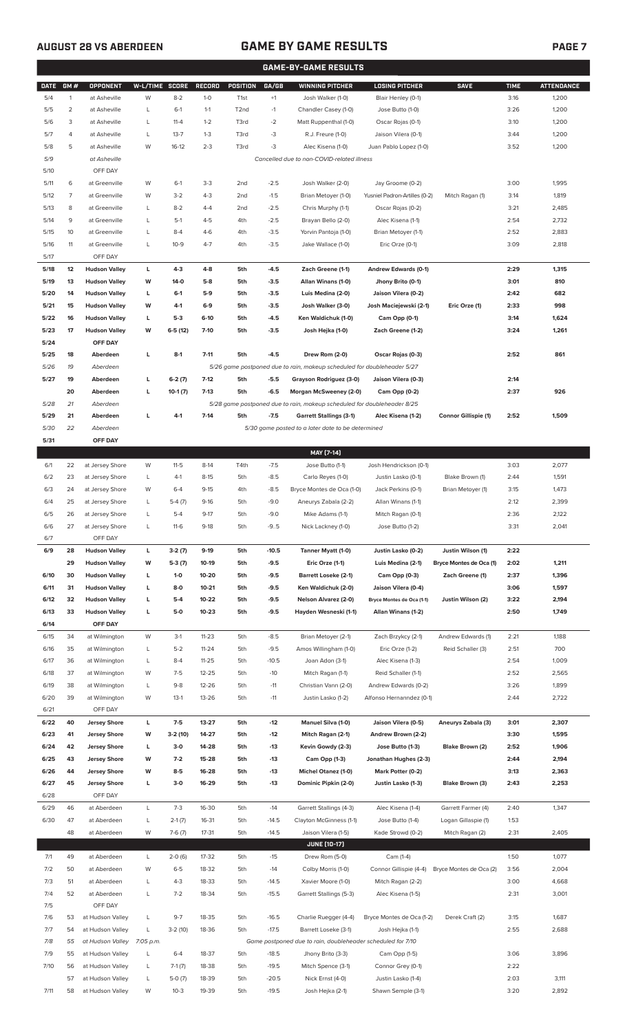## AUGUST 28 VS ABERDEEN

# GAME BY GAME RESULTS

### GAME-BY-GAME RESULTS

| DATE | GM # | OPPONENT | W-L/TIME | SCORE | RECORD | POSITION | GA/GB | WINNING PITCHER | LOSING PITCHER | SAVE | TIME | ATTENDANCE |
|---|---|---|---|---|---|---|---|---|---|---|---|---|
| 5/4 | 1 | at Asheville | W | 8-2 | 1-0 | T1st | +1 | Josh Walker (1-0) | Blair Henley (0-1) | | 3:16 | 1,200 |
| 5/5 | 2 | at Asheville | L | 6-1 | 1-1 | T2nd | -1 | Chandler Casey (1-0) | Jose Butto (1-0) | | 3:26 | 1,200 |
| 5/6 | 3 | at Asheville | L | 11-4 | 1-2 | T3rd | -2 | Matt Ruppenthal (1-0) | Oscar Rojas (0-1) | | 3:10 | 1,200 |
| 5/7 | 4 | at Asheville | L | 13-7 | 1-3 | T3rd | -3 | R.J. Freure (1-0) | Jaison Vilera (0-1) | | 3:44 | 1,200 |
| 5/8 | 5 | at Asheville | W | 16-12 | 2-3 | T3rd | -3 | Alec Kisena (1-0) | Juan Pablo Lopez (1-0) | | 3:52 | 1,200 |
| 5/9 | | at Asheville | | | | | | Cancelled due to non-COVID-related illness | | | | |
| 5/10 | | OFF DAY | | | | | | | | | | |
| 5/11 | 6 | at Greenville | W | 6-1 | 3-3 | 2nd | -2.5 | Josh Walker (2-0) | Jay Groome (0-2) | | 3:00 | 1,995 |
| 5/12 | 7 | at Greenville | W | 3-2 | 4-3 | 2nd | -1.5 | Brian Metoyer (1-0) | Yusniel Padron-Artilles (0-2) | Mitch Ragan (1) | 3:14 | 1,819 |
| 5/13 | 8 | at Greenville | L | 8-2 | 4-4 | 2nd | -2.5 | Chris Murphy (1-1) | Oscar Rojas (0-2) | | 3:21 | 2,485 |
| 5/14 | 9 | at Greenville | L | 5-1 | 4-5 | 4th | -2.5 | Brayan Bello (2-0) | Alec Kisena (1-1) | | 2:54 | 2,732 |
| 5/15 | 10 | at Greenville | L | 8-4 | 4-6 | 4th | -3.5 | Yorvin Pantoja (1-0) | Brian Metoyer (1-1) | | 2:52 | 2,883 |
| 5/16 | 11 | at Greenville | L | 10-9 | 4-7 | 4th | -3.5 | Jake Wallace (1-0) | Eric Orze (0-1) | | 3:09 | 2,818 |
| 5/17 | | OFF DAY | | | | | | | | | | |
| **5/18** | **12** | **Hudson Valley** | **L** | **4-3** | **4-8** | **5th** | **-4.5** | **Zach Greene (1-1)** | **Andrew Edwards (0-1)** | | **2:29** | **1,315** |
| **5/19** | **13** | **Hudson Valley** | **W** | **14-0** | **5-8** | **5th** | **-3.5** | **Allan Winans (1-0)** | **Jhony Brito (0-1)** | | **3:01** | **810** |
| **5/20** | **14** | **Hudson Valley** | **L** | **6-1** | **5-9** | **5th** | **-3.5** | **Luis Medina (2-0)** | **Jaison Vilera (0-2)** | | **2:42** | **682** |
| **5/21** | **15** | **Hudson Valley** | **W** | **4-1** | **6-9** | **5th** | **-3.5** | **Josh Walker (3-0)** | **Josh Maciejewski (2-1)** | **Eric Orze (1)** | **2:33** | **998** |
| **5/22** | **16** | **Hudson Valley** | **L** | **5-3** | **6-10** | **5th** | **-4.5** | **Ken Waldichuk (1-0)** | **Cam Opp (0-1)** | | **3:14** | **1,624** |
| **5/23** | **17** | **Hudson Valley** | **W** | **6-5 (12)** | **7-10** | **5th** | **-3.5** | **Josh Hejka (1-0)** | **Zach Greene (1-2)** | | **3:24** | **1,261** |
| **5/24** | | **OFF DAY** | | | | | | | | | | |
| **5/25** | **18** | **Aberdeen** | **L** | **8-1** | **7-11** | **5th** | **-4.5** | **Drew Rom (2-0)** | **Oscar Rojas (0-3)** | | **2:52** | **861** |
| *5/26* | *19* | *Aberdeen* | | | | | | *5/26 game postponed due to rain, makeup scheduled for doubleheader 5/27* | | | | |
| **5/27** | **19** | **Aberdeen** | **L** | **6-2 (7)** | **7-12** | **5th** | **-5.5** | **Grayson Rodriguez (3-0)** | **Jaison Vilera (0-3)** | | **2:14** | |
| | **20** | **Aberdeen** | **L** | **10-1 (7)** | **7-13** | **5th** | **-6.5** | **Morgan McSweeney (2-0)** | **Cam Opp (0-2)** | | **2:37** | **926** |
| *5/28* | *21* | *Aberdeen* | | | | | | *5/28 game postponed due to rain, makeup scheduled for doubleheader 8/25* | | | | |
| **5/29** | **21** | **Aberdeen** | **L** | **4-1** | **7-14** | **5th** | **-7.5** | **Garrett Stallings (3-1)** | **Alec Kisena (1-2)** | **Connor Gillispie (1)** | **2:52** | **1,509** |
| *5/30* | *22* | *Aberdeen* | | | | | | *5/30 game posted to a later date to be determined* | | | | |
| **5/31** | | **OFF DAY** | | | | | | | | | | |
| | | | | | | | | **MAY [7-14]** | | | | |
| 6/1 | 22 | at Jersey Shore | W | 11-5 | 8-14 | T4th | -7.5 | Jose Butto (1-1) | Josh Hendrickson (0-1) | | 3:03 | 2,077 |
| 6/2 | 23 | at Jersey Shore | L | 4-1 | 8-15 | 5th | -8.5 | Carlo Reyes (1-0) | Justin Lasko (0-1) | Blake Brown (1) | 2:44 | 1,591 |
| 6/3 | 24 | at Jersey Shore | W | 6-4 | 9-15 | 4th | -8.5 | Bryce Montes de Oca (1-0) | Jack Perkins (0-1) | Brian Metoyer (1) | 3:15 | 1,473 |
| 6/4 | 25 | at Jersey Shore | L | 5-4 (7) | 9-16 | 5th | -9.0 | Aneurys Zabala (2-2) | Allan Winans (1-1) | | 2:12 | 2,399 |
| 6/5 | 26 | at Jersey Shore | L | 5-4 | 9-17 | 5th | -9.0 | Mike Adams (1-1) | Mitch Ragan (0-1) | | 2:36 | 2,122 |
| 6/6 | 27 | at Jersey Shore | L | 11-6 | 9-18 | 5th | -9..5 | Nick Lackney (1-0) | Jose Butto (1-2) | | 3:31 | 2,041 |
| 6/7 | | OFF DAY | | | | | | | | | | |
| **6/9** | **28** | **Hudson Valley** | **L** | **3-2 (7)** | **9-19** | **5th** | **-10.5** | **Tanner Myatt (1-0)** | **Justin Lasko (0-2)** | **Justin Wilson (1)** | **2:22** | |
| | **29** | **Hudson Valley** | **W** | **5-3 (7)** | **10-19** | **5th** | **-9.5** | **Eric Orze (1-1)** | **Luis Medina (2-1)** | **Bryce Montes de Oca (1)** | **2:02** | **1,211** |
| **6/10** | **30** | **Hudson Valley** | **L** | **1-0** | **10-20** | **5th** | **-9.5** | **Barrett Loseke (2-1)** | **Cam Opp (0-3)** | **Zach Greene (1)** | **2:37** | **1,396** |
| **6/11** | **31** | **Hudson Valley** | **L** | **8-0** | **10-21** | **5th** | **-9.5** | **Ken Waldichuk (2-0)** | **Jaison Vilera (0-4)** | | **3:06** | **1,597** |
| **6/12** | **32** | **Hudson Valley** | **L** | **5-4** | **10-22** | **5th** | **-9.5** | **Nelson Alvarez (2-0)** | **Bryce Montes de Oca (1-1)** | **Justin Wilson (2)** | **3:22** | **2,194** |
| **6/13** | **33** | **Hudson Valley** | **L** | **5-0** | **10-23** | **5th** | **-9.5** | **Hayden Wesneski (1-1)** | **Allan Winans (1-2)** | | **2:50** | **1,749** |
| **6/14** | | **OFF DAY** | | | | | | | | | | |
| 6/15 | 34 | at Wilmington | W | 3-1 | 11-23 | 5th | -8.5 | Brian Metoyer (2-1) | Zach Brzykcy (2-1) | Andrew Edwards (1) | 2:21 | 1,188 |
| 6/16 | 35 | at Wilmington | L | 5-2 | 11-24 | 5th | -9.5 | Amos Willingham (1-0) | Eric Orze (1-2) | Reid Schaller (3) | 2:51 | 700 |
| 6/17 | 36 | at Wilmington | L | 8-4 | 11-25 | 5th | -10.5 | Joan Adon (3-1) | Alec Kisena (1-3) | | 2:54 | 1,009 |
| 6/18 | 37 | at Wilmington | W | 7-5 | 12-25 | 5th | -10 | Mitch Ragan (1-1) | Reid Schaller (1-1) | | 2:52 | 2,565 |
| 6/19 | 38 | at Wilmington | L | 9-8 | 12-26 | 5th | -11 | Christian Vann (2-0) | Andrew Edwards (0-2) | | 3:26 | 1,899 |
| 6/20 | 39 | at Wilmington | W | 13-1 | 13-26 | 5th | -11 | Justin Lasko (1-2) | Alfonso Hernanndez (0-1) | | 2:44 | 2,722 |
| 6/21 | | OFF DAY | | | | | | | | | | |
| **6/22** | **40** | **Jersey Shore** | **L** | **7-5** | **13-27** | **5th** | **-12** | **Manuel Silva (1-0)** | **Jaison Vilera (0-5)** | **Aneurys Zabala (3)** | **3:01** | **2,307** |
| **6/23** | **41** | **Jersey Shore** | **W** | **3-2 (10)** | **14-27** | **5th** | **-12** | **Mitch Ragan (2-1)** | **Andrew Brown (2-2)** | | **3:30** | **1,595** |
| **6/24** | **42** | **Jersey Shore** | **L** | **3-0** | **14-28** | **5th** | **-13** | **Kevin Gowdy (2-3)** | **Jose Butto (1-3)** | **Blake Brown (2)** | **2:52** | **1,906** |
| **6/25** | **43** | **Jersey Shore** | **W** | **7-2** | **15-28** | **5th** | **-13** | **Cam Opp (1-3)** | **Jonathan Hughes (2-3)** | | **2:44** | **2,194** |
| **6/26** | **44** | **Jersey Shore** | **W** | **8-5** | **16-28** | **5th** | **-13** | **Michel Otanez (1-0)** | **Mark Potter (0-2)** | | **3:13** | **2,363** |
| **6/27** | **45** | **Jersey Shore** | **L** | **3-0** | **16-29** | **5th** | **-13** | **Dominic Pipkin (2-0)** | **Justin Lasko (1-3)** | **Blake Brown (3)** | **2:43** | **2,253** |
| 6/28 | | OFF DAY | | | | | | | | | | |
| 6/29 | 46 | at Aberdeen | L | 7-3 | 16-30 | 5th | -14 | Garrett Stallings (4-3) | Alec Kisena (1-4) | Garrett Farmer (4) | 2:40 | 1,347 |
| 6/30 | 47 | at Aberdeen | L | 2-1 (7) | 16-31 | 5th | -14.5 | Clayton McGinness (1-1) | Jose Butto (1-4) | Logan Gillaspie (1) | 1:53 | |
| | 48 | at Aberdeen | W | 7-6 (7) | 17-31 | 5th | -14.5 | Jaison Vilera (1-5) | Kade Strowd (0-2) | Mitch Ragan (2) | 2:31 | 2,405 |
| | | | | | | | | **JUNE [10-17]** | | | | |
| 7/1 | 49 | at Aberdeen | L | 2-0 (6) | 17-32 | 5th | -15 | Drew Rom (5-0) | Cam (1-4) | | 1:50 | 1,077 |
| 7/2 | 50 | at Aberdeen | W | 6-5 | 18-32 | 5th | -14 | Colby Morris (1-0) | Connor Gillispie (4-4) | Bryce Montes de Oca (2) | 3:56 | 2,004 |
| 7/3 | 51 | at Aberdeen | L | 4-3 | 18-33 | 5th | -14.5 | Xavier Moore (1-0) | Mitch Ragan (2-2) | | 3:00 | 4,668 |
| 7/4 | 52 | at Aberdeen | L | 7-2 | 18-34 | 5th | -15.5 | Garrett Stallings (5-3) | Alec Kisena (1-5) | | 2:31 | 3,001 |
| 7/5 | | OFF DAY | | | | | | | | | | |
| 7/6 | 53 | at Hudson Valley | L | 9-7 | 18-35 | 5th | -16.5 | Charlie Ruegger (4-4) | Bryce Montes de Oca (1-2) | Derek Craft (2) | 3:15 | 1,687 |
| 7/7 | 54 | at Hudson Valley | L | 3-2 (10) | 18-36 | 5th | -17.5 | Barrett Loseke (3-1) | Josh Hejka (1-1) | | 2:55 | 2,688 |
| *7/8* | *55* | *at Hudson Valley* | *7:05 p.m.* | | | | | *Game postponed due to rain, doubleheader scheduled for 7/10* | | | | |
| 7/9 | 55 | at Hudson Valley | L | 6-4 | 18-37 | 5th | -18.5 | Jhony Brito (3-3) | Cam Opp (1-5) | | 3:06 | 3,896 |
| 7/10 | 56 | at Hudson Valley | L | 7-1 (7) | 18-38 | 5th | -19.5 | Mitch Spence (3-1) | Connor Grey (0-1) | | 2:22 | |
| | 57 | at Hudson Valley | L | 5-0 (7) | 18-39 | 5th | -20.5 | Nick Ernst (4-0) | Justin Lasko (1-4) | | 2:03 | 3,111 |
| 7/11 | 58 | at Hudson Valley | W | 10-3 | 19-39 | 5th | -19.5 | Josh Hejka (2-1) | Shawn Semple (3-1) | | 3:20 | 2,892 |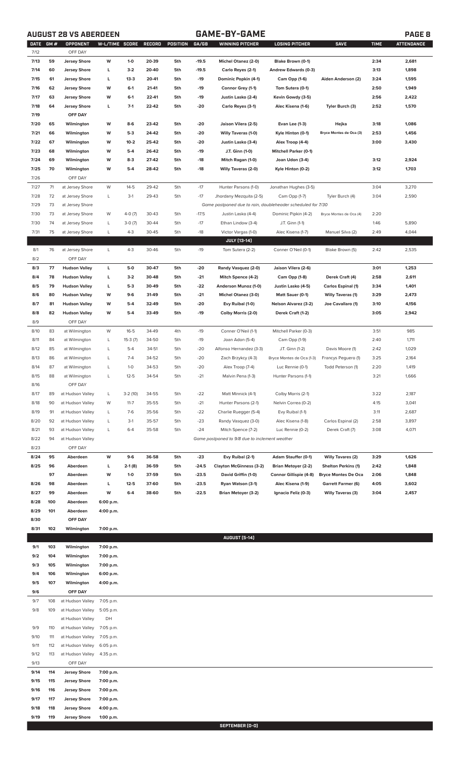## AUGUST 28 VS ABERDEEN — GAME-BY-GAME

| DATE | GM # | OPPONENT | W-L/TIME | SCORE | RECORD | POSITION | GA/GB | WINNING PITCHER | LOSING PITCHER | SAVE | TIME | ATTENDANCE |
|---|---|---|---|---|---|---|---|---|---|---|---|---|
| 7/12 | | OFF DAY | | | | | | | | | | |
| 7/13 | 59 | Jersey Shore | W | 1-0 | 20-39 | 5th | -19.5 | Michel Otanez (2-0) | Blake Brown (0-1) | | 2:34 | 2,681 |
| 7/14 | 60 | Jersey Shore | L | 3-2 | 20-40 | 5th | -19.5 | Carlo Reyes (2-1) | Andrew Edwards (0-3) | | 3:13 | 1,898 |
| 7/15 | 61 | Jersey Shore | L | 13-3 | 20-41 | 5th | -19 | Dominic Popkin (4-1) | Cam Opp (1-6) | Aiden Anderson (2) | 3:24 | 1,595 |
| 7/16 | 62 | Jersey Shore | W | 6-1 | 21-41 | 5th | -19 | Connor Grey (1-1) | Tom Sutera (0-1) | | 2:50 | 1,949 |
| 7/17 | 63 | Jersey Shore | W | 6-1 | 22-41 | 5th | -19 | Justin Lasko (2-4) | Kevin Gowdy (3-5) | | 2:56 | 2,422 |
| 7/18 | 64 | Jersey Shore | L | 7-1 | 22-42 | 5th | -20 | Carlo Reyes (3-1) | Alec Kisena (1-6) | Tyler Burch (3) | 2:52 | 1,570 |
| 7/19 | | OFF DAY | | | | | | | | | | |
| 7/20 | 65 | Wilmington | W | 8-6 | 23-42 | 5th | -20 | Jaison Vilera (2-5) | Evan Lee (1-3) | Hejka | 3:18 | 1,086 |
| 7/21 | 66 | Wilmington | W | 5-3 | 24-42 | 5th | -20 | Willy Taveras (1-0) | Kyle Hinton (0-1) | Bryce Montes de Oca (3) | 2:53 | 1,456 |
| 7/22 | 67 | Wilmington | W | 10-2 | 25-42 | 5th | -20 | Justin Lasko (3-4) | Alex Troop (4-4) | | 3:00 | 3,430 |
| 7/23 | 68 | Wilmington | W | 5-4 | 26-42 | 5th | -19 | J.T. Ginn (1-0) | Mitchell Parker (0-1) | | | |
| 7/24 | 69 | Wilmington | W | 8-3 | 27-42 | 5th | -18 | Mitch Ragan (1-0) | Joan Udon (3-4) | | 3:12 | 2,924 |
| 7/25 | 70 | Wilmington | W | 5-4 | 28-42 | 5th | -18 | Willy Taveras (2-0) | Kyle Hinton (0-2) | | 3:12 | 1,703 |
| 7/26 | | OFF DAY | | | | | | | | | | |
| 7/27 | 71 | at Jersey Shore | W | 14-5 | 29-42 | 5th | -17 | Hunter Parsons (1-0) | Jonathan Hughes (3-5) | | 3:04 | 3,270 |
| 7/28 | 72 | at Jersey Shore | L | 3-1 | 29-43 | 5th | -17 | Jhordany Mezquita (2-5) | Cam Opp (1-7) | Tyler Burch (4) | 3:04 | 2,590 |
| 7/29 | 73 | at Jersey Shore | | | | | | Game postponed due to rain, doubleheader scheduled for 7/30 | | | | |
| 7/30 | 73 | at Jersey Shore | W | 4-0 (7) | 30-43 | 5th | -17.5 | Justin Lasko (4-4) | Dominic Pipkin (4-2) | Bryce Montes de Oca (4) | 2:20 | |
| 7/30 | 74 | at Jersey Shore | L | 3-0 (7) | 30-44 | 5th | -17 | Ethan Lindow (3-4) | J.T. Ginn (1-1) | | 1:46 | 5,890 |
| 7/31 | 75 | at Jersey Shore | L | 4-3 | 30-45 | 5th | -18 | Victor Vargas (1-0) | Alec Kisena (1-7) | Manuel Silva (2) | 2:49 | 4,044 |
| | | | | | | | | JULY (13-14) | | | | |
| 8/1 | 76 | at Jersey Shore | L | 4-3 | 30-46 | 5th | -19 | Tom Sutera (2-2) | Conner O'Neil (0-1) | Blake Brown (5) | 2:42 | 2,535 |
| 8/2 | | OFF DAY | | | | | | | | | | |
| 8/3 | 77 | Hudson Valley | L | 5-0 | 30-47 | 5th | -20 | Randy Vasquez (2-0) | Jaison Vilera (2-6) | | 3:01 | 1,253 |
| 8/4 | 78 | Hudson Valley | L | 3-2 | 30-48 | 5th | -21 | Mitch Spence (4-2) | Cam Opp (1-8) | Derek Craft (4) | 2:58 | 2,611 |
| 8/5 | 79 | Hudson Valley | L | 5-3 | 30-49 | 5th | -22 | Anderson Munoz (1-0) | Justin Lasko (4-5) | Carlos Espinal (1) | 3:34 | 1,401 |
| 8/6 | 80 | Hudson Valley | W | 9-6 | 31-49 | 5th | -21 | Michel Otanez (3-0) | Matt Sauer (0-1) | Willy Taveras (1) | 3:29 | 2,473 |
| 8/7 | 81 | Hudson Valley | W | 5-4 | 32-49 | 5th | -20 | Evy Ruibal (1-0) | Nelson Alvarez (3-2) | Joe Cavallaro (1) | 3:10 | 4,156 |
| 8/8 | 82 | Hudson Valley | W | 5-4 | 33-49 | 5th | -19 | Colby Morris (2-0) | Derek Craft (1-2) | | 3:05 | 2,942 |
| 8/9 | | OFF DAY | | | | | | | | | | |
| 8/10 | 83 | at Wilmington | W | 16-5 | 34-49 | 4th | -19 | Conner O'Neil (1-1) | Mitchell Parker (0-3) | | 3:51 | 985 |
| 8/11 | 84 | at Wilmington | L | 15-3 (7) | 34-50 | 5th | -19 | Joan Adon (5-4) | Cam Opp (1-9) | | 2:40 | 1,711 |
| 8/12 | 85 | at Wilmington | L | 5-4 | 34-51 | 5th | -20 | Alfonso Hernandez (3-3) | J.T. Ginn (1-2) | Davis Moore (1) | 2:42 | 1,029 |
| 8/13 | 86 | at Wilmington | L | 7-4 | 34-52 | 5th | -20 | Zach Brzykcy (4-3) | Bryce Montes de Oca (1-3) | Francys Peguero (1) | 3:25 | 2,164 |
| 8/14 | 87 | at Wilmington | L | 1-0 | 34-53 | 5th | -20 | Alex Troop (7-4) | Luc Rennie (0-1) | Todd Peterson (1) | 2:20 | 1,419 |
| 8/15 | 88 | at Wilmington | L | 12-5 | 34-54 | 5th | -21 | Malvin Pena (1-3) | Hunter Parsons (1-1) | | 3:21 | 1,666 |
| 8/16 | | OFF DAY | | | | | | | | | | |
| 8/17 | 89 | at Hudson Valley | L | 3-2 (10) | 34-55 | 5th | -22 | Matt Minnick (4-1) | Colby Morris (2-1) | | 3:22 | 2,187 |
| 8/18 | 90 | at Hudson Valley | W | 11-7 | 35-55 | 5th | -21 | Hunter Parsons (2-1) | Nelvin Correa (0-2) | | 4:15 | 3,041 |
| 8/19 | 91 | at Hudson Valley | L | 7-6 | 35-56 | 5th | -22 | Charlie Ruegger (5-4) | Evy Ruibal (1-1) | | 3:11 | 2,687 |
| 8/20 | 92 | at Hudson Valley | L | 3-1 | 35-57 | 5th | -23 | Randy Vasquez (3-0) | Alec Kisena (1-8) | Carlos Espinal (2) | 2:58 | 3,897 |
| 8/21 | 93 | at Hudson Valley | L | 6-4 | 35-58 | 5th | -24 | Mitch Spence (7-2) | Luc Rennie (0-2) | Derek Craft (7) | 3:08 | 4,071 |
| 8/22 | 94 | at Hudson Valley | | | | | | Game postponed to 9/8 due to inclement weather | | | | |
| 8/23 | | OFF DAY | | | | | | | | | | |
| 8/24 | 95 | Aberdeen | W | 9-6 | 36-58 | 5th | -23 | Evy Ruibal (2-1) | Adam Stauffer (0-1) | Willy Tavares (2) | 3:29 | 1,626 |
| 8/25 | 96 | Aberdeen | L | 2-1 (8) | 36-59 | 5th | -24.5 | Clayton McGinness (3-2) | Brian Metoyer (2-2) | Shelton Perkins (1) | 2:42 | 1,848 |
| | 97 | Aberdeen | W | 1-0 | 37-59 | 5th | -23.5 | David Griffin (1-0) | Connor Gillispie (4-8) | Bryce Montes De Oca | 2:06 | 1,848 |
| 8/26 | 98 | Aberdeen | L | 12-5 | 37-60 | 5th | -23.5 | Ryan Watson (3-1) | Alec Kisena (1-9) | Garrett Farmer (6) | 4:05 | 3,602 |
| 8/27 | 99 | Aberdeen | W | 6-4 | 38-60 | 5th | -22.5 | Brian Metoyer (3-2) | Ignacio Feliz (0-3) | Willy Taveras (3) | 3:04 | 2,457 |
| 8/28 | 100 | Aberdeen | 6:00 p.m. | | | | | | | | | |
| 8/29 | 101 | Aberdeen | 4:00 p.m. | | | | | | | | | |
| 8/30 | | OFF DAY | | | | | | | | | | |
| 8/31 | 102 | Wilmington | 7:00 p.m. | | | | | | | | | |
| | | | | | | | | AUGUST (5-14) | | | | |
| 9/1 | 103 | Wilmington | 7:00 p.m. | | | | | | | | | |
| 9/2 | 104 | Wilmington | 7:00 p.m. | | | | | | | | | |
| 9/3 | 105 | Wilmington | 7:00 p.m. | | | | | | | | | |
| 9/4 | 106 | Wilmington | 6:00 p.m. | | | | | | | | | |
| 9/5 | 107 | Wilmington | 4:00 p.m. | | | | | | | | | |
| 9/6 | | OFF DAY | | | | | | | | | | |
| 9/7 | 108 | at Hudson Valley | 7:05 p.m. | | | | | | | | | |
| 9/8 | 109 | at Hudson Valley | 5:05 p.m. | | | | | | | | | |
| | | at Hudson Valley | DH | | | | | | | | | |
| 9/9 | 110 | at Hudson Valley | 7:05 p.m. | | | | | | | | | |
| 9/10 | 111 | at Hudson Valley | 7:05 p.m. | | | | | | | | | |
| 9/11 | 112 | at Hudson Valley | 6:05 p.m. | | | | | | | | | |
| 9/12 | 113 | at Hudson Valley | 4:35 p.m. | | | | | | | | | |
| 9/13 | | OFF DAY | | | | | | | | | | |
| 9/14 | 114 | Jersey Shore | 7:00 p.m. | | | | | | | | | |
| 9/15 | 115 | Jersey Shore | 7:00 p.m. | | | | | | | | | |
| 9/16 | 116 | Jersey Shore | 7:00 p.m. | | | | | | | | | |
| 9/17 | 117 | Jersey Shore | 7:00 p.m. | | | | | | | | | |
| 9/18 | 118 | Jersey Shore | 4:00 p.m. | | | | | | | | | |
| 9/19 | 119 | Jersey Shore | 1:00 p.m. | | | | | | | | | |
| | | | | | | | | SEPTEMBER (0-0) | | | | |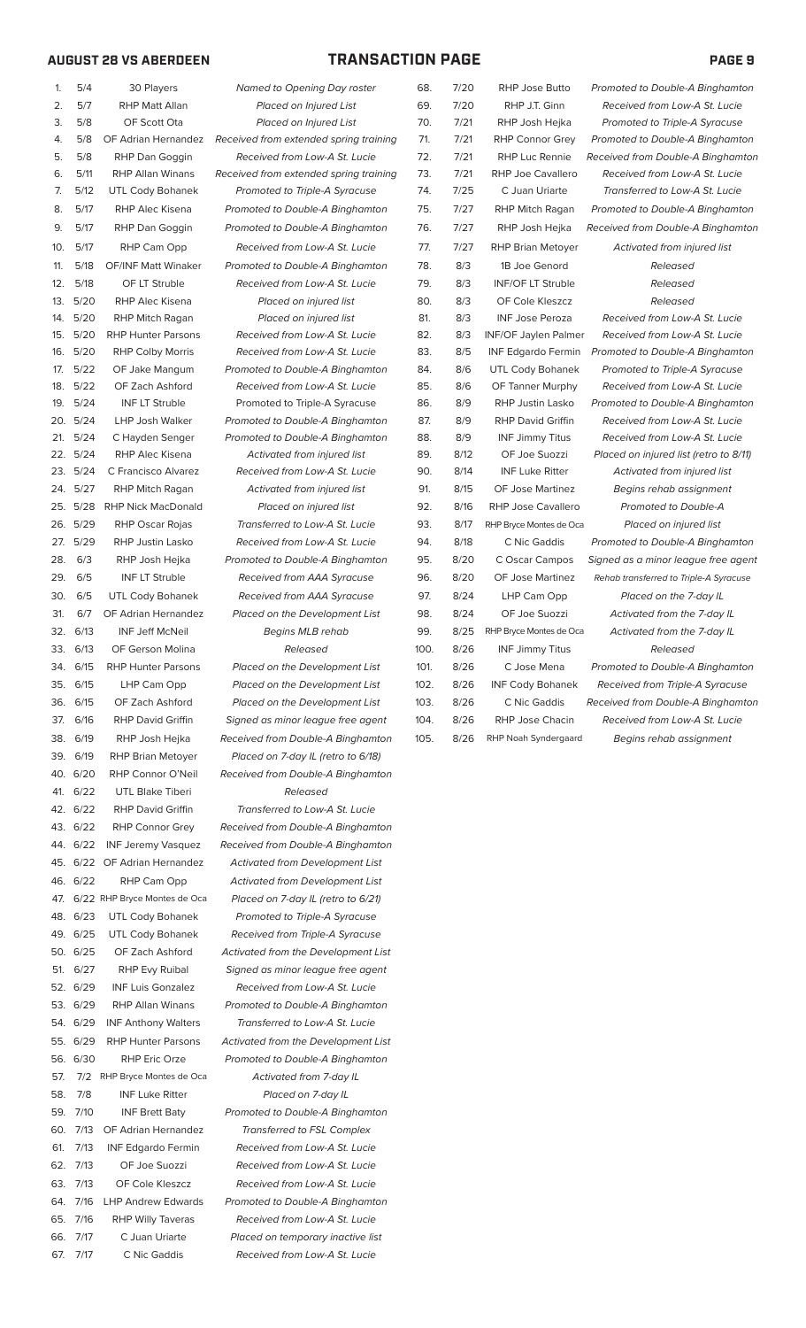## TRANSACTION PAGE

| | | | |
|---|---|---|---|
| 1. | 5/4 | 30 Players | *Named to Opening Day roster* |
| 2. | 5/7 | RHP Matt Allan | *Placed on Injured List* |
| 3. | 5/8 | OF Scott Ota | *Placed on Injured List* |
| 4. | 5/8 | OF Adrian Hernandez | *Received from extended spring training* |
| 5. | 5/8 | RHP Dan Goggin | *Received from Low-A St. Lucie* |
| 6. | 5/11 | RHP Allan Winans | *Received from extended spring training* |
| 7. | 5/12 | UTL Cody Bohanek | *Promoted to Triple-A Syracuse* |
| 8. | 5/17 | RHP Alec Kisena | *Promoted to Double-A Binghamton* |
| 9. | 5/17 | RHP Dan Goggin | *Promoted to Double-A Binghamton* |
| 10. | 5/17 | RHP Cam Opp | *Received from Low-A St. Lucie* |
| 11. | 5/18 | OF/INF Matt Winaker | *Promoted to Double-A Binghamton* |
| 12. | 5/18 | OF LT Struble | *Received from Low-A St. Lucie* |
| 13. | 5/20 | RHP Alec Kisena | *Placed on injured list* |
| 14. | 5/20 | RHP Mitch Ragan | *Placed on injured list* |
| 15. | 5/20 | RHP Hunter Parsons | *Received from Low-A St. Lucie* |
| 16. | 5/20 | RHP Colby Morris | *Received from Low-A St. Lucie* |
| 17. | 5/22 | OF Jake Mangum | *Promoted to Double-A Binghamton* |
| 18. | 5/22 | OF Zach Ashford | *Received from Low-A St. Lucie* |
| 19. | 5/24 | INF LT Struble | Promoted to Triple-A Syracuse |
| 20. | 5/24 | LHP Josh Walker | *Promoted to Double-A Binghamton* |
| 21. | 5/24 | C Hayden Senger | *Promoted to Double-A Binghamton* |
| 22. | 5/24 | RHP Alec Kisena | *Activated from injured list* |
| 23. | 5/24 | C Francisco Alvarez | *Received from Low-A St. Lucie* |
| 24. | 5/27 | RHP Mitch Ragan | *Activated from injured list* |
| 25. | 5/28 | RHP Nick MacDonald | *Placed on injured list* |
| 26. | 5/29 | RHP Oscar Rojas | *Transferred to Low-A St. Lucie* |
| 27. | 5/29 | RHP Justin Lasko | *Received from Low-A St. Lucie* |
| 28. | 6/3 | RHP Josh Hejka | *Promoted to Double-A Binghamton* |
| 29. | 6/5 | INF LT Struble | *Received from AAA Syracuse* |
| 30. | 6/5 | UTL Cody Bohanek | *Received from AAA Syracuse* |
| 31. | 6/7 | OF Adrian Hernandez | *Placed on the Development List* |
| 32. | 6/13 | INF Jeff McNeil | *Begins MLB rehab* |
| 33. | 6/13 | OF Gerson Molina | *Released* |
| 34. | 6/15 | RHP Hunter Parsons | *Placed on the Development List* |
| 35. | 6/15 | LHP Cam Opp | *Placed on the Development List* |
| 36. | 6/15 | OF Zach Ashford | *Placed on the Development List* |
| 37. | 6/16 | RHP David Griffin | *Signed as minor league free agent* |
| 38. | 6/19 | RHP Josh Hejka | *Received from Double-A Binghamton* |
| 39. | 6/19 | RHP Brian Metoyer | *Placed on 7-day IL (retro to 6/18)* |
| 40. | 6/20 | RHP Connor O'Neil | *Received from Double-A Binghamton* |
| 41. | 6/22 | UTL Blake Tiberi | *Released* |
| 42. | 6/22 | RHP David Griffin | *Transferred to Low-A St. Lucie* |
| 43. | 6/22 | RHP Connor Grey | *Received from Double-A Binghamton* |
| 44. | 6/22 | INF Jeremy Vasquez | *Received from Double-A Binghamton* |
| 45. | 6/22 | OF Adrian Hernandez | *Activated from Development List* |
| 46. | 6/22 | RHP Cam Opp | *Activated from Development List* |
| 47. | 6/22 | RHP Bryce Montes de Oca | *Placed on 7-day IL (retro to 6/21)* |
| 48. | 6/23 | UTL Cody Bohanek | *Promoted to Triple-A Syracuse* |
| 49. | 6/25 | UTL Cody Bohanek | *Received from Triple-A Syracuse* |
| 50. | 6/25 | OF Zach Ashford | *Activated from the Development List* |
| 51. | 6/27 | RHP Evy Ruibal | *Signed as minor league free agent* |
| 52. | 6/29 | INF Luis Gonzalez | *Received from Low-A St. Lucie* |
| 53. | 6/29 | RHP Allan Winans | *Promoted to Double-A Binghamton* |
| 54. | 6/29 | INF Anthony Walters | *Transferred to Low-A St. Lucie* |
| 55. | 6/29 | RHP Hunter Parsons | *Activated from the Development List* |
| 56. | 6/30 | RHP Eric Orze | *Promoted to Double-A Binghamton* |
| 57. | 7/2 | RHP Bryce Montes de Oca | *Activated from 7-day IL* |
| 58. | 7/8 | INF Luke Ritter | *Placed on 7-day IL* |
| 59. | 7/10 | INF Brett Baty | *Promoted to Double-A Binghamton* |
| 60. | 7/13 | OF Adrian Hernandez | *Transferred to FSL Complex* |
| 61. | 7/13 | INF Edgardo Fermin | *Received from Low-A St. Lucie* |
| 62. | 7/13 | OF Joe Suozzi | *Received from Low-A St. Lucie* |
| 63. | 7/13 | OF Cole Kleszcz | *Received from Low-A St. Lucie* |
| 64. | 7/16 | LHP Andrew Edwards | *Promoted to Double-A Binghamton* |
| 65. | 7/16 | RHP Willy Taveras | *Received from Low-A St. Lucie* |
| 66. | 7/17 | C Juan Uriarte | *Placed on temporary inactive list* |
| 67. | 7/17 | C Nic Gaddis | *Received from Low-A St. Lucie* |
| 68. | 7/20 | RHP Jose Butto | *Promoted to Double-A Binghamton* |
| 69. | 7/20 | RHP J.T. Ginn | *Received from Low-A St. Lucie* |
| 70. | 7/21 | RHP Josh Hejka | *Promoted to Triple-A Syracuse* |
| 71. | 7/21 | RHP Connor Grey | *Promoted to Double-A Binghamton* |
| 72. | 7/21 | RHP Luc Rennie | *Received from Double-A Binghamton* |
| 73. | 7/21 | RHP Joe Cavallero | *Received from Low-A St. Lucie* |
| 74. | 7/25 | C Juan Uriarte | *Transferred to Low-A St. Lucie* |
| 75. | 7/27 | RHP Mitch Ragan | *Promoted to Double-A Binghamton* |
| 76. | 7/27 | RHP Josh Hejka | *Received from Double-A Binghamton* |
| 77. | 7/27 | RHP Brian Metoyer | *Activated from injured list* |
| 78. | 8/3 | 1B Joe Genord | *Released* |
| 79. | 8/3 | INF/OF LT Struble | *Released* |
| 80. | 8/3 | OF Cole Kleszcz | *Released* |
| 81. | 8/3 | INF Jose Peroza | *Received from Low-A St. Lucie* |
| 82. | 8/3 | INF/OF Jaylen Palmer | *Received from Low-A St. Lucie* |
| 83. | 8/5 | INF Edgardo Fermin | *Promoted to Double-A Binghamton* |
| 84. | 8/6 | UTL Cody Bohanek | *Promoted to Triple-A Syracuse* |
| 85. | 8/6 | OF Tanner Murphy | *Received from Low-A St. Lucie* |
| 86. | 8/9 | RHP Justin Lasko | *Promoted to Double-A Binghamton* |
| 87. | 8/9 | RHP David Griffin | *Received from Low-A St. Lucie* |
| 88. | 8/9 | INF Jimmy Titus | *Received from Low-A St. Lucie* |
| 89. | 8/12 | OF Joe Suozzi | *Placed on injured list (retro to 8/11)* |
| 90. | 8/14 | INF Luke Ritter | *Activated from injured list* |
| 91. | 8/15 | OF Jose Martinez | *Begins rehab assignment* |
| 92. | 8/16 | RHP Jose Cavallero | *Promoted to Double-A* |
| 93. | 8/17 | RHP Bryce Montes de Oca | *Placed on injured list* |
| 94. | 8/18 | C Nic Gaddis | *Promoted to Double-A Binghamton* |
| 95. | 8/20 | C Oscar Campos | *Signed as a minor league free agent* |
| 96. | 8/20 | OF Jose Martinez | *Rehab transferred to Triple-A Syracuse* |
| 97. | 8/24 | LHP Cam Opp | *Placed on the 7-day IL* |
| 98. | 8/24 | OF Joe Suozzi | *Activated from the 7-day IL* |
| 99. | 8/25 | RHP Bryce Montes de Oca | *Activated from the 7-day IL* |
| 100. | 8/26 | INF Jimmy Titus | *Released* |
| 101. | 8/26 | C Jose Mena | *Promoted to Double-A Binghamton* |
| 102. | 8/26 | INF Cody Bohanek | *Received from Triple-A Syracuse* |
| 103. | 8/26 | C Nic Gaddis | *Received from Double-A Binghamton* |
| 104. | 8/26 | RHP Jose Chacin | *Received from Low-A St. Lucie* |
| 105. | 8/26 | RHP Noah Syndergaard | *Begins rehab assignment* |